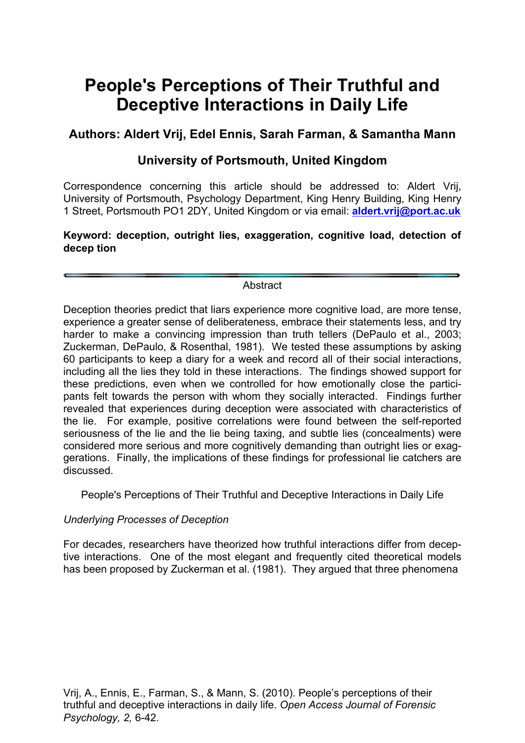# People's Perceptions of Their Truthful and Deceptive Interactions in Daily Life

### Authors: Aldert Vrij, Edel Ennis, Sarah Farman, & Samantha Mann

### University of Portsmouth, United Kingdom

Correspondence concerning this article should be addressed to: Aldert Vrij, University of Portsmouth, Psychology Department, King Henry Building, King Henry 1 Street, Portsmouth PO1 2DY, United Kingdom or via email: **aldert.vrij@port.ac.uk**

**Keyword: deception, outright lies, exaggeration, cognitive load, detection of decep tion**

---

Abstract

Deception theories predict that liars experience more cognitive load, are more tense, experience a greater sense of deliberateness, embrace their statements less, and try harder to make a convincing impression than truth tellers (DePaulo et al., 2003; Zuckerman, DePaulo, & Rosenthal, 1981). We tested these assumptions by asking 60 participants to keep a diary for a week and record all of their social interactions, including all the lies they told in these interactions. The findings showed support for these predictions, even when we controlled for how emotionally close the participants felt towards the person with whom they socially interacted. Findings further revealed that experiences during deception were associated with characteristics of the lie. For example, positive correlations were found between the self-reported seriousness of the lie and the lie being taxing, and subtle lies (concealments) were considered more serious and more cognitively demanding than outright lies or exaggerations. Finally, the implications of these findings for professional lie catchers are discussed.

People's Perceptions of Their Truthful and Deceptive Interactions in Daily Life

*Underlying Processes of Deception*

For decades, researchers have theorized how truthful interactions differ from deceptive interactions. One of the most elegant and frequently cited theoretical models has been proposed by Zuckerman et al. (1981). They argued that three phenomena

Vrij, A., Ennis, E., Farman, S., & Mann, S. (2010). People's perceptions of their truthful and deceptive interactions in daily life. *Open Access Journal of Forensic Psychology, 2,* 6-42.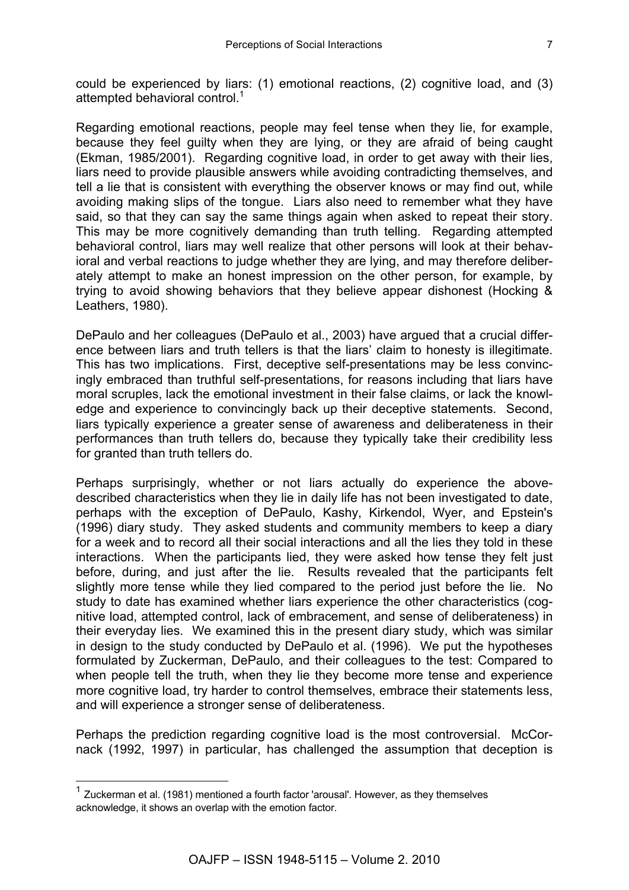could be experienced by liars: (1) emotional reactions, (2) cognitive load, and (3) attempted behavioral control.[1]

Regarding emotional reactions, people may feel tense when they lie, for example, because they feel guilty when they are lying, or they are afraid of being caught (Ekman, 1985/2001). Regarding cognitive load, in order to get away with their lies, liars need to provide plausible answers while avoiding contradicting themselves, and tell a lie that is consistent with everything the observer knows or may find out, while avoiding making slips of the tongue. Liars also need to remember what they have said, so that they can say the same things again when asked to repeat their story. This may be more cognitively demanding than truth telling. Regarding attempted behavioral control, liars may well realize that other persons will look at their behavioral and verbal reactions to judge whether they are lying, and may therefore deliberately attempt to make an honest impression on the other person, for example, by trying to avoid showing behaviors that they believe appear dishonest (Hocking & Leathers, 1980).

DePaulo and her colleagues (DePaulo et al., 2003) have argued that a crucial difference between liars and truth tellers is that the liars' claim to honesty is illegitimate. This has two implications. First, deceptive self-presentations may be less convincingly embraced than truthful self-presentations, for reasons including that liars have moral scruples, lack the emotional investment in their false claims, or lack the knowledge and experience to convincingly back up their deceptive statements. Second, liars typically experience a greater sense of awareness and deliberateness in their performances than truth tellers do, because they typically take their credibility less for granted than truth tellers do.

Perhaps surprisingly, whether or not liars actually do experience the above-described characteristics when they lie in daily life has not been investigated to date, perhaps with the exception of DePaulo, Kashy, Kirkendol, Wyer, and Epstein's (1996) diary study. They asked students and community members to keep a diary for a week and to record all their social interactions and all the lies they told in these interactions. When the participants lied, they were asked how tense they felt just before, during, and just after the lie. Results revealed that the participants felt slightly more tense while they lied compared to the period just before the lie. No study to date has examined whether liars experience the other characteristics (cognitive load, attempted control, lack of embracement, and sense of deliberateness) in their everyday lies. We examined this in the present diary study, which was similar in design to the study conducted by DePaulo et al. (1996). We put the hypotheses formulated by Zuckerman, DePaulo, and their colleagues to the test: Compared to when people tell the truth, when they lie they become more tense and experience more cognitive load, try harder to control themselves, embrace their statements less, and will experience a stronger sense of deliberateness.

Perhaps the prediction regarding cognitive load is the most controversial. McCornack (1992, 1997) in particular, has challenged the assumption that deception is

---

[1] Zuckerman et al. (1981) mentioned a fourth factor 'arousal'. However, as they themselves acknowledge, it shows an overlap with the emotion factor.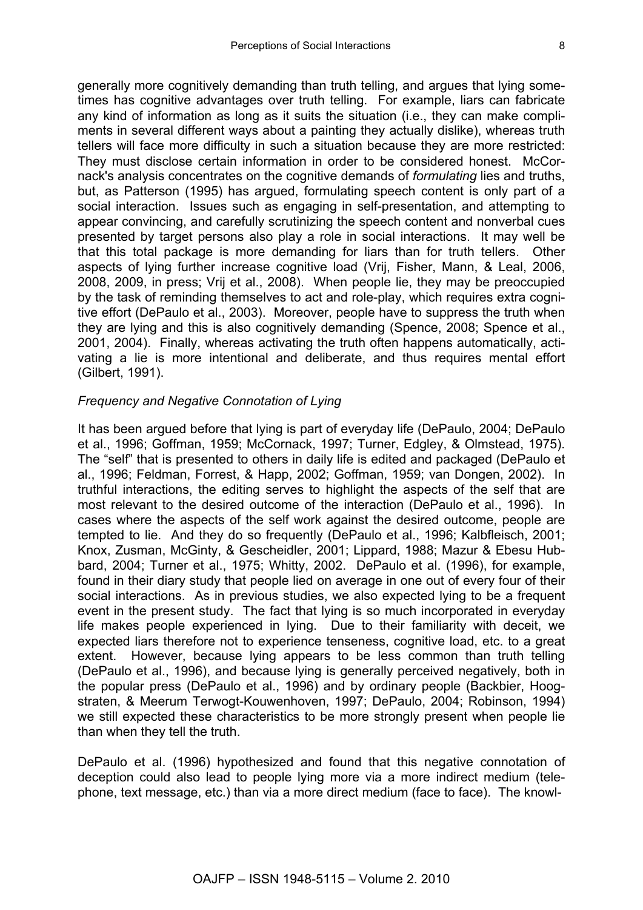generally more cognitively demanding than truth telling, and argues that lying sometimes has cognitive advantages over truth telling. For example, liars can fabricate any kind of information as long as it suits the situation (i.e., they can make compliments in several different ways about a painting they actually dislike), whereas truth tellers will face more difficulty in such a situation because they are more restricted: They must disclose certain information in order to be considered honest. McCornack's analysis concentrates on the cognitive demands of *formulating* lies and truths, but, as Patterson (1995) has argued, formulating speech content is only part of a social interaction. Issues such as engaging in self-presentation, and attempting to appear convincing, and carefully scrutinizing the speech content and nonverbal cues presented by target persons also play a role in social interactions. It may well be that this total package is more demanding for liars than for truth tellers. Other aspects of lying further increase cognitive load (Vrij, Fisher, Mann, & Leal, 2006, 2008, 2009, in press; Vrij et al., 2008). When people lie, they may be preoccupied by the task of reminding themselves to act and role-play, which requires extra cognitive effort (DePaulo et al., 2003). Moreover, people have to suppress the truth when they are lying and this is also cognitively demanding (Spence, 2008; Spence et al., 2001, 2004). Finally, whereas activating the truth often happens automatically, activating a lie is more intentional and deliberate, and thus requires mental effort (Gilbert, 1991).

### *Frequency and Negative Connotation of Lying*

It has been argued before that lying is part of everyday life (DePaulo, 2004; DePaulo et al., 1996; Goffman, 1959; McCornack, 1997; Turner, Edgley, & Olmstead, 1975). The "self" that is presented to others in daily life is edited and packaged (DePaulo et al., 1996; Feldman, Forrest, & Happ, 2002; Goffman, 1959; van Dongen, 2002). In truthful interactions, the editing serves to highlight the aspects of the self that are most relevant to the desired outcome of the interaction (DePaulo et al., 1996). In cases where the aspects of the self work against the desired outcome, people are tempted to lie. And they do so frequently (DePaulo et al., 1996; Kalbfleisch, 2001; Knox, Zusman, McGinty, & Gescheidler, 2001; Lippard, 1988; Mazur & Ebesu Hubbard, 2004; Turner et al., 1975; Whitty, 2002. DePaulo et al. (1996), for example, found in their diary study that people lied on average in one out of every four of their social interactions. As in previous studies, we also expected lying to be a frequent event in the present study. The fact that lying is so much incorporated in everyday life makes people experienced in lying. Due to their familiarity with deceit, we expected liars therefore not to experience tenseness, cognitive load, etc. to a great extent. However, because lying appears to be less common than truth telling (DePaulo et al., 1996), and because lying is generally perceived negatively, both in the popular press (DePaulo et al., 1996) and by ordinary people (Backbier, Hoogstraten, & Meerum Terwogt-Kouwenhoven, 1997; DePaulo, 2004; Robinson, 1994) we still expected these characteristics to be more strongly present when people lie than when they tell the truth.

DePaulo et al. (1996) hypothesized and found that this negative connotation of deception could also lead to people lying more via a more indirect medium (telephone, text message, etc.) than via a more direct medium (face to face). The knowl-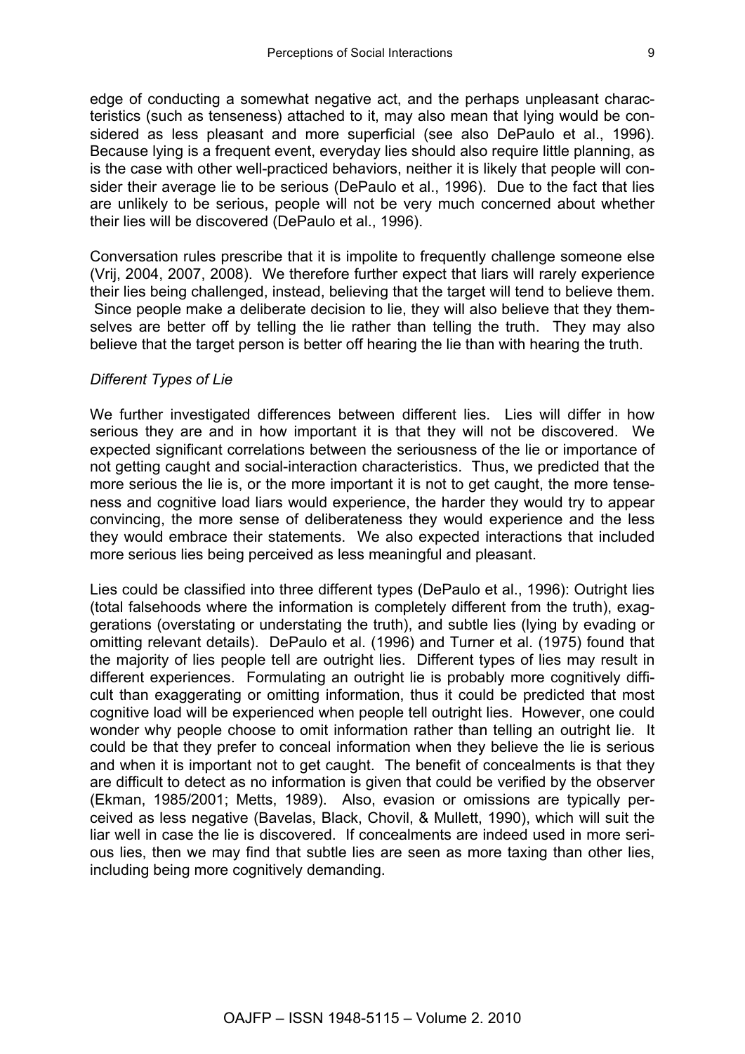edge of conducting a somewhat negative act, and the perhaps unpleasant characteristics (such as tenseness) attached to it, may also mean that lying would be considered as less pleasant and more superficial (see also DePaulo et al., 1996). Because lying is a frequent event, everyday lies should also require little planning, as is the case with other well-practiced behaviors, neither it is likely that people will consider their average lie to be serious (DePaulo et al., 1996). Due to the fact that lies are unlikely to be serious, people will not be very much concerned about whether their lies will be discovered (DePaulo et al., 1996).

Conversation rules prescribe that it is impolite to frequently challenge someone else (Vrij, 2004, 2007, 2008). We therefore further expect that liars will rarely experience their lies being challenged, instead, believing that the target will tend to believe them. Since people make a deliberate decision to lie, they will also believe that they themselves are better off by telling the lie rather than telling the truth. They may also believe that the target person is better off hearing the lie than with hearing the truth.

*Different Types of Lie*

We further investigated differences between different lies. Lies will differ in how serious they are and in how important it is that they will not be discovered. We expected significant correlations between the seriousness of the lie or importance of not getting caught and social-interaction characteristics. Thus, we predicted that the more serious the lie is, or the more important it is not to get caught, the more tenseness and cognitive load liars would experience, the harder they would try to appear convincing, the more sense of deliberateness they would experience and the less they would embrace their statements. We also expected interactions that included more serious lies being perceived as less meaningful and pleasant.

Lies could be classified into three different types (DePaulo et al., 1996): Outright lies (total falsehoods where the information is completely different from the truth), exaggerations (overstating or understating the truth), and subtle lies (lying by evading or omitting relevant details). DePaulo et al. (1996) and Turner et al. (1975) found that the majority of lies people tell are outright lies. Different types of lies may result in different experiences. Formulating an outright lie is probably more cognitively difficult than exaggerating or omitting information, thus it could be predicted that most cognitive load will be experienced when people tell outright lies. However, one could wonder why people choose to omit information rather than telling an outright lie. It could be that they prefer to conceal information when they believe the lie is serious and when it is important not to get caught. The benefit of concealments is that they are difficult to detect as no information is given that could be verified by the observer (Ekman, 1985/2001; Metts, 1989). Also, evasion or omissions are typically perceived as less negative (Bavelas, Black, Chovil, & Mullett, 1990), which will suit the liar well in case the lie is discovered. If concealments are indeed used in more serious lies, then we may find that subtle lies are seen as more taxing than other lies, including being more cognitively demanding.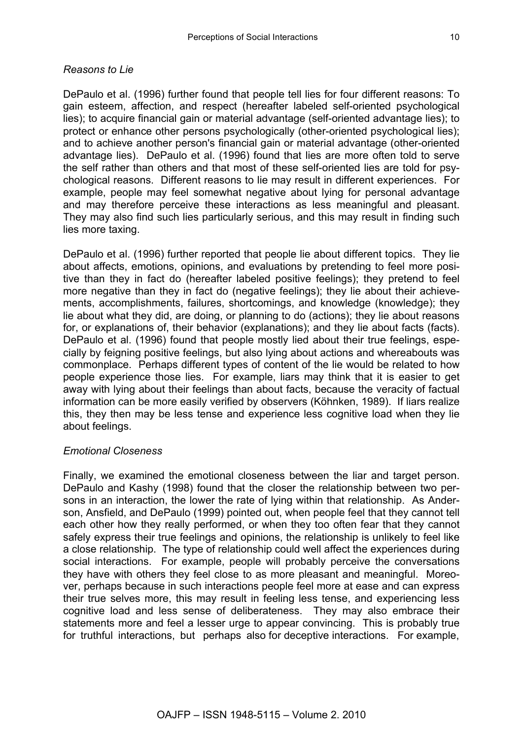*Reasons to Lie*

DePaulo et al. (1996) further found that people tell lies for four different reasons: To gain esteem, affection, and respect (hereafter labeled self-oriented psychological lies); to acquire financial gain or material advantage (self-oriented advantage lies); to protect or enhance other persons psychologically (other-oriented psychological lies); and to achieve another person's financial gain or material advantage (other-oriented advantage lies). DePaulo et al. (1996) found that lies are more often told to serve the self rather than others and that most of these self-oriented lies are told for psychological reasons. Different reasons to lie may result in different experiences. For example, people may feel somewhat negative about lying for personal advantage and may therefore perceive these interactions as less meaningful and pleasant. They may also find such lies particularly serious, and this may result in finding such lies more taxing.

DePaulo et al. (1996) further reported that people lie about different topics. They lie about affects, emotions, opinions, and evaluations by pretending to feel more positive than they in fact do (hereafter labeled positive feelings); they pretend to feel more negative than they in fact do (negative feelings); they lie about their achievements, accomplishments, failures, shortcomings, and knowledge (knowledge); they lie about what they did, are doing, or planning to do (actions); they lie about reasons for, or explanations of, their behavior (explanations); and they lie about facts (facts). DePaulo et al. (1996) found that people mostly lied about their true feelings, especially by feigning positive feelings, but also lying about actions and whereabouts was commonplace. Perhaps different types of content of the lie would be related to how people experience those lies. For example, liars may think that it is easier to get away with lying about their feelings than about facts, because the veracity of factual information can be more easily verified by observers (Köhnken, 1989). If liars realize this, they then may be less tense and experience less cognitive load when they lie about feelings.

*Emotional Closeness*

Finally, we examined the emotional closeness between the liar and target person. DePaulo and Kashy (1998) found that the closer the relationship between two persons in an interaction, the lower the rate of lying within that relationship. As Anderson, Ansfield, and DePaulo (1999) pointed out, when people feel that they cannot tell each other how they really performed, or when they too often fear that they cannot safely express their true feelings and opinions, the relationship is unlikely to feel like a close relationship. The type of relationship could well affect the experiences during social interactions. For example, people will probably perceive the conversations they have with others they feel close to as more pleasant and meaningful. Moreover, perhaps because in such interactions people feel more at ease and can express their true selves more, this may result in feeling less tense, and experiencing less cognitive load and less sense of deliberateness. They may also embrace their statements more and feel a lesser urge to appear convincing. This is probably true for truthful interactions, but perhaps also for deceptive interactions. For example,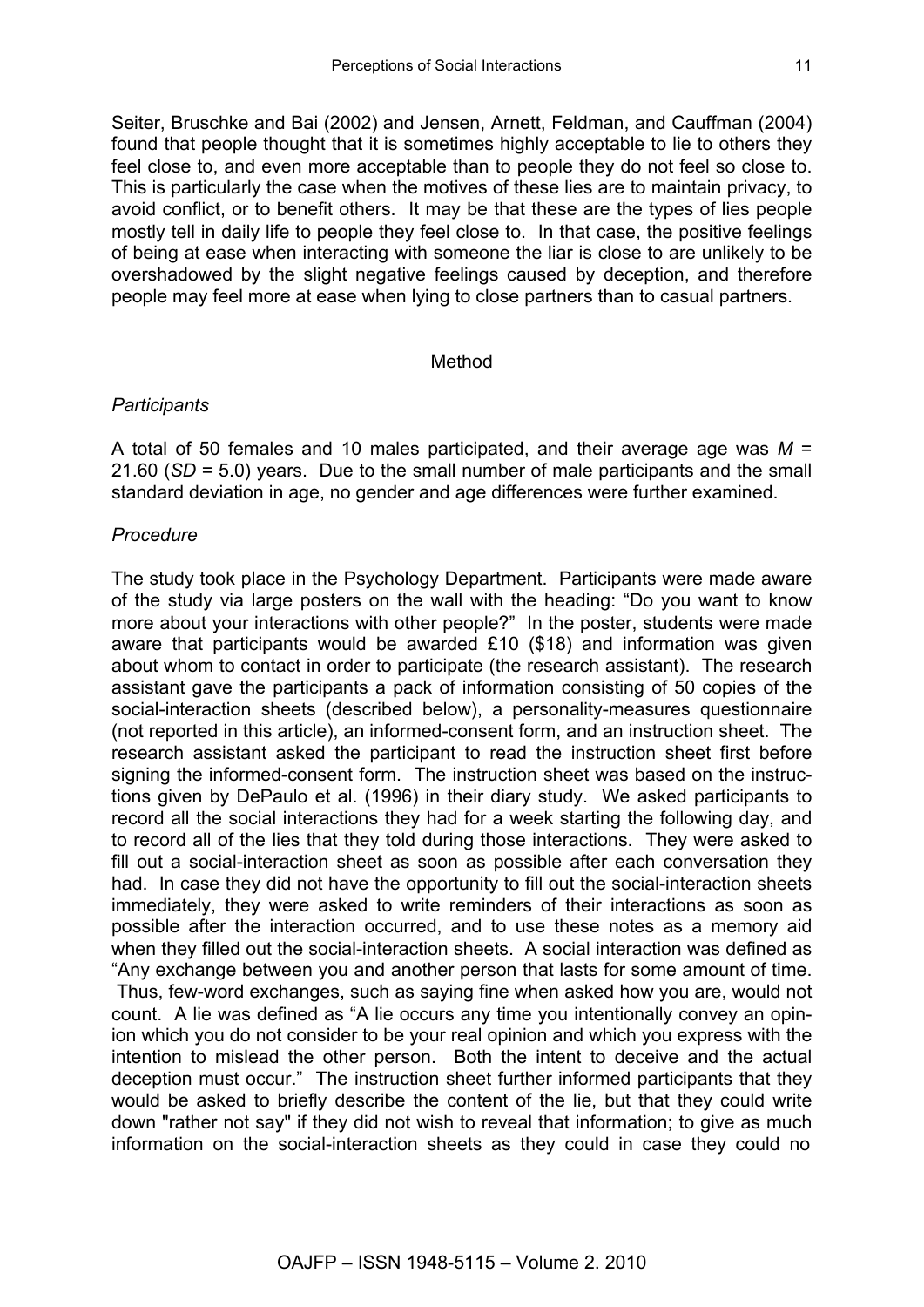Seiter, Bruschke and Bai (2002) and Jensen, Arnett, Feldman, and Cauffman (2004) found that people thought that it is sometimes highly acceptable to lie to others they feel close to, and even more acceptable than to people they do not feel so close to. This is particularly the case when the motives of these lies are to maintain privacy, to avoid conflict, or to benefit others. It may be that these are the types of lies people mostly tell in daily life to people they feel close to. In that case, the positive feelings of being at ease when interacting with someone the liar is close to are unlikely to be overshadowed by the slight negative feelings caused by deception, and therefore people may feel more at ease when lying to close partners than to casual partners.

## Method

### *Participants*

A total of 50 females and 10 males participated, and their average age was $M$ = 21.60 ($SD$ = 5.0) years. Due to the small number of male participants and the small standard deviation in age, no gender and age differences were further examined.

### *Procedure*

The study took place in the Psychology Department. Participants were made aware of the study via large posters on the wall with the heading: "Do you want to know more about your interactions with other people?" In the poster, students were made aware that participants would be awarded £10 ($18) and information was given about whom to contact in order to participate (the research assistant). The research assistant gave the participants a pack of information consisting of 50 copies of the social-interaction sheets (described below), a personality-measures questionnaire (not reported in this article), an informed-consent form, and an instruction sheet. The research assistant asked the participant to read the instruction sheet first before signing the informed-consent form. The instruction sheet was based on the instructions given by DePaulo et al. (1996) in their diary study. We asked participants to record all the social interactions they had for a week starting the following day, and to record all of the lies that they told during those interactions. They were asked to fill out a social-interaction sheet as soon as possible after each conversation they had. In case they did not have the opportunity to fill out the social-interaction sheets immediately, they were asked to write reminders of their interactions as soon as possible after the interaction occurred, and to use these notes as a memory aid when they filled out the social-interaction sheets. A social interaction was defined as "Any exchange between you and another person that lasts for some amount of time. Thus, few-word exchanges, such as saying fine when asked how you are, would not count. A lie was defined as "A lie occurs any time you intentionally convey an opinion which you do not consider to be your real opinion and which you express with the intention to mislead the other person. Both the intent to deceive and the actual deception must occur." The instruction sheet further informed participants that they would be asked to briefly describe the content of the lie, but that they could write down "rather not say" if they did not wish to reveal that information; to give as much information on the social-interaction sheets as they could in case they could no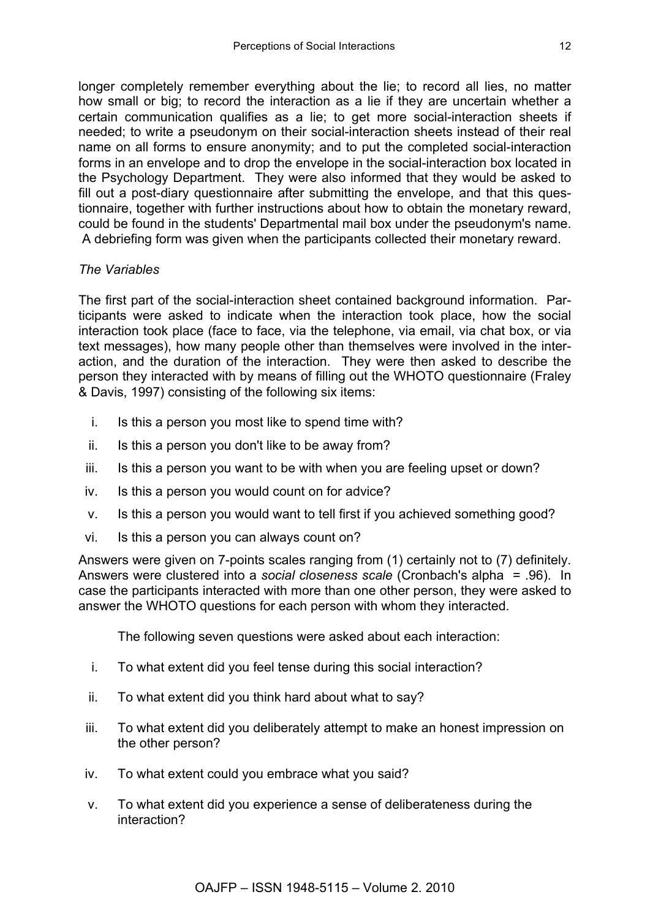longer completely remember everything about the lie; to record all lies, no matter how small or big; to record the interaction as a lie if they are uncertain whether a certain communication qualifies as a lie; to get more social-interaction sheets if needed; to write a pseudonym on their social-interaction sheets instead of their real name on all forms to ensure anonymity; and to put the completed social-interaction forms in an envelope and to drop the envelope in the social-interaction box located in the Psychology Department. They were also informed that they would be asked to fill out a post-diary questionnaire after submitting the envelope, and that this questionnaire, together with further instructions about how to obtain the monetary reward, could be found in the students' Departmental mail box under the pseudonym's name. A debriefing form was given when the participants collected their monetary reward.

*The Variables*

The first part of the social-interaction sheet contained background information. Participants were asked to indicate when the interaction took place, how the social interaction took place (face to face, via the telephone, via email, via chat box, or via text messages), how many people other than themselves were involved in the interaction, and the duration of the interaction. They were then asked to describe the person they interacted with by means of filling out the WHOTO questionnaire (Fraley & Davis, 1997) consisting of the following six items:

i. Is this a person you most like to spend time with?
ii. Is this a person you don't like to be away from?
iii. Is this a person you want to be with when you are feeling upset or down?
iv. Is this a person you would count on for advice?
v. Is this a person you would want to tell first if you achieved something good?
vi. Is this a person you can always count on?

Answers were given on 7-points scales ranging from (1) certainly not to (7) definitely. Answers were clustered into a *social closeness scale* (Cronbach's alpha = .96). In case the participants interacted with more than one other person, they were asked to answer the WHOTO questions for each person with whom they interacted.

The following seven questions were asked about each interaction:

i. To what extent did you feel tense during this social interaction?
ii. To what extent did you think hard about what to say?
iii. To what extent did you deliberately attempt to make an honest impression on the other person?
iv. To what extent could you embrace what you said?
v. To what extent did you experience a sense of deliberateness during the interaction?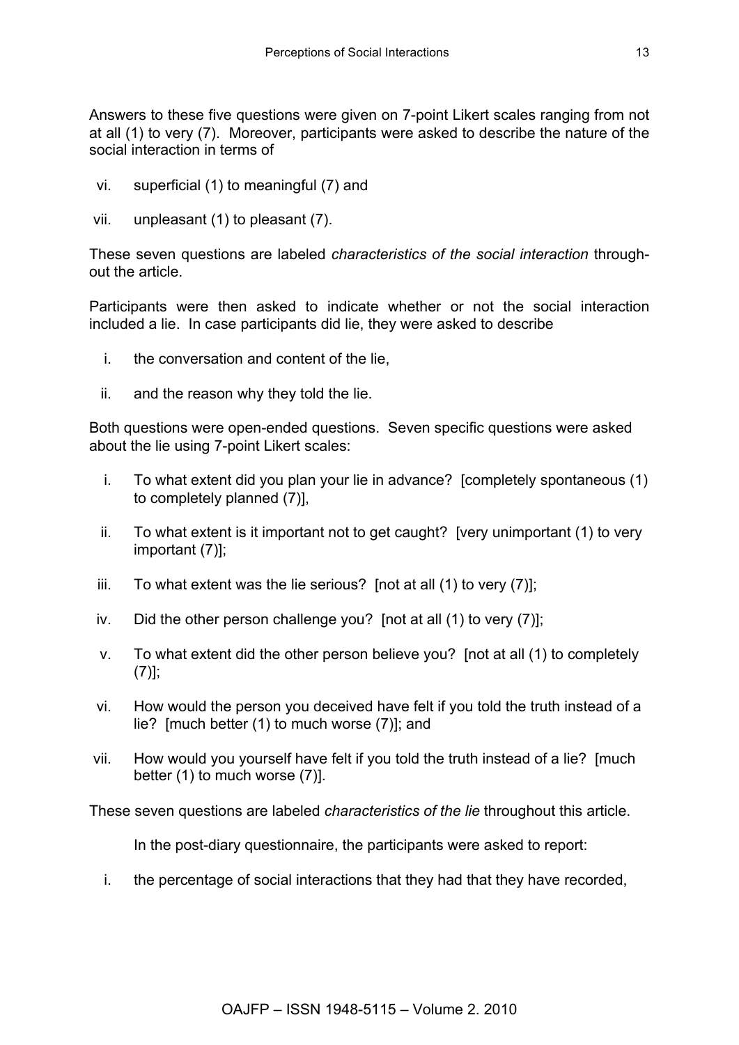Answers to these five questions were given on 7-point Likert scales ranging from not at all (1) to very (7). Moreover, participants were asked to describe the nature of the social interaction in terms of

vi. superficial (1) to meaningful (7) and

vii. unpleasant (1) to pleasant (7).

These seven questions are labeled *characteristics of the social interaction* throughout the article.

Participants were then asked to indicate whether or not the social interaction included a lie. In case participants did lie, they were asked to describe

i. the conversation and content of the lie,

ii. and the reason why they told the lie.

Both questions were open-ended questions. Seven specific questions were asked about the lie using 7-point Likert scales:

i. To what extent did you plan your lie in advance? [completely spontaneous (1) to completely planned (7)],

ii. To what extent is it important not to get caught? [very unimportant (1) to very important (7)];

iii. To what extent was the lie serious? [not at all (1) to very (7)];

iv. Did the other person challenge you? [not at all (1) to very (7)];

v. To what extent did the other person believe you? [not at all (1) to completely (7)];

vi. How would the person you deceived have felt if you told the truth instead of a lie? [much better (1) to much worse (7)]; and

vii. How would you yourself have felt if you told the truth instead of a lie? [much better (1) to much worse (7)].

These seven questions are labeled *characteristics of the lie* throughout this article.

In the post-diary questionnaire, the participants were asked to report:

i. the percentage of social interactions that they had that they have recorded,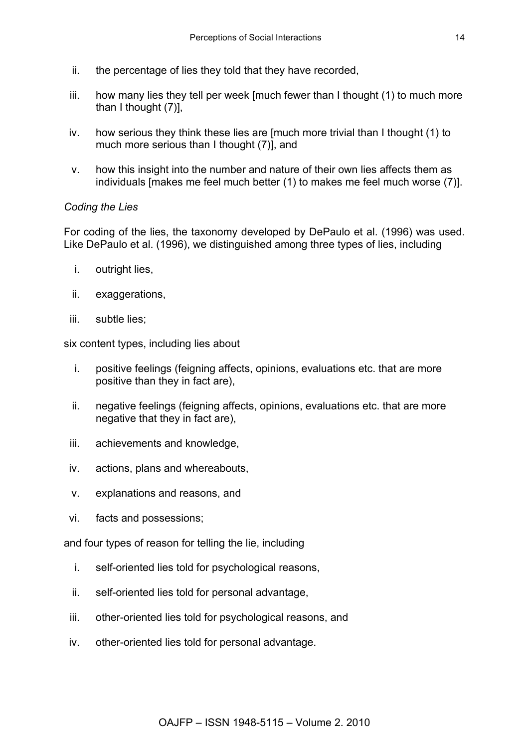ii. the percentage of lies they told that they have recorded,

iii. how many lies they tell per week [much fewer than I thought (1) to much more than I thought (7)],

iv. how serious they think these lies are [much more trivial than I thought (1) to much more serious than I thought (7)], and

v. how this insight into the number and nature of their own lies affects them as individuals [makes me feel much better (1) to makes me feel much worse (7)].

*Coding the Lies*

For coding of the lies, the taxonomy developed by DePaulo et al. (1996) was used. Like DePaulo et al. (1996), we distinguished among three types of lies, including

i. outright lies,

ii. exaggerations,

iii. subtle lies;

six content types, including lies about

i. positive feelings (feigning affects, opinions, evaluations etc. that are more positive than they in fact are),

ii. negative feelings (feigning affects, opinions, evaluations etc. that are more negative that they in fact are),

iii. achievements and knowledge,

iv. actions, plans and whereabouts,

v. explanations and reasons, and

vi. facts and possessions;

and four types of reason for telling the lie, including

i. self-oriented lies told for psychological reasons,

ii. self-oriented lies told for personal advantage,

iii. other-oriented lies told for psychological reasons, and

iv. other-oriented lies told for personal advantage.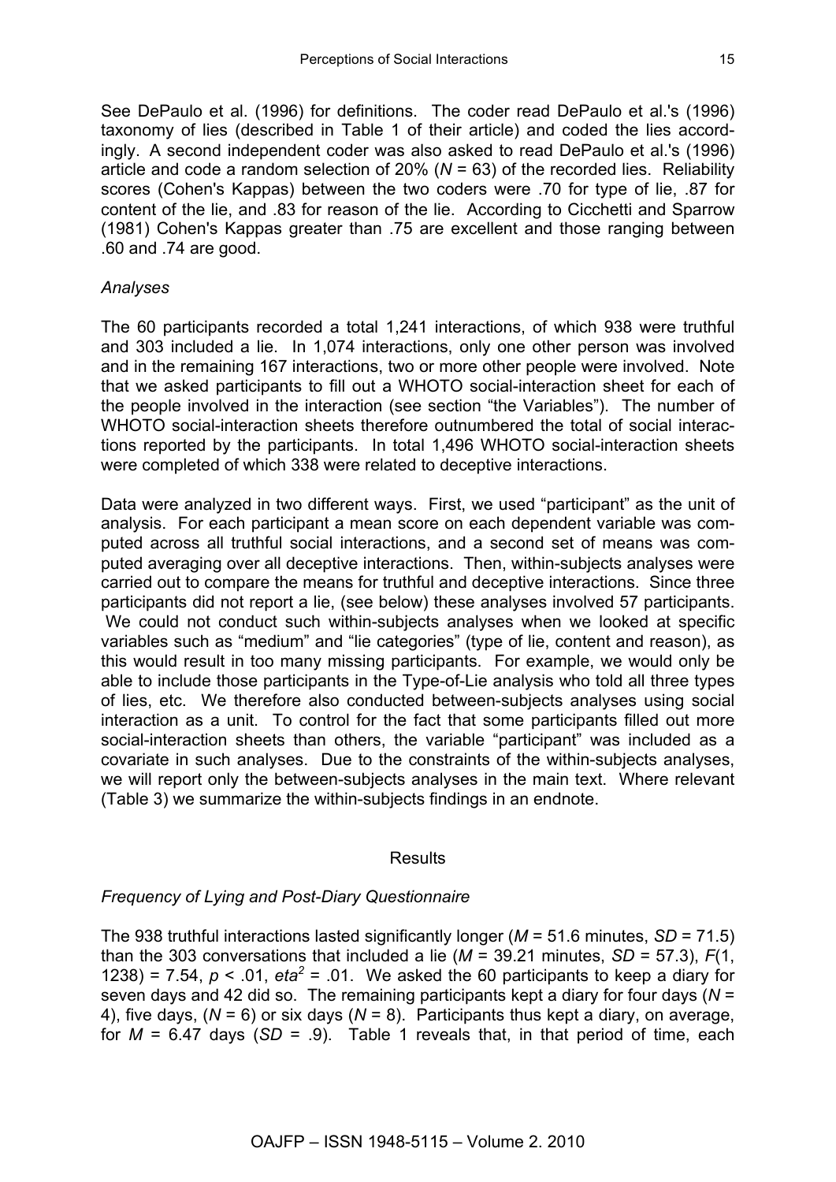See DePaulo et al. (1996) for definitions. The coder read DePaulo et al.'s (1996) taxonomy of lies (described in Table 1 of their article) and coded the lies accordingly. A second independent coder was also asked to read DePaulo et al.'s (1996) article and code a random selection of 20% ($N$ = 63) of the recorded lies. Reliability scores (Cohen's Kappas) between the two coders were .70 for type of lie, .87 for content of the lie, and .83 for reason of the lie. According to Cicchetti and Sparrow (1981) Cohen's Kappas greater than .75 are excellent and those ranging between .60 and .74 are good.

*Analyses*

The 60 participants recorded a total 1,241 interactions, of which 938 were truthful and 303 included a lie. In 1,074 interactions, only one other person was involved and in the remaining 167 interactions, two or more other people were involved. Note that we asked participants to fill out a WHOTO social-interaction sheet for each of the people involved in the interaction (see section "the Variables"). The number of WHOTO social-interaction sheets therefore outnumbered the total of social interactions reported by the participants. In total 1,496 WHOTO social-interaction sheets were completed of which 338 were related to deceptive interactions.

Data were analyzed in two different ways. First, we used "participant" as the unit of analysis. For each participant a mean score on each dependent variable was computed across all truthful social interactions, and a second set of means was computed averaging over all deceptive interactions. Then, within-subjects analyses were carried out to compare the means for truthful and deceptive interactions. Since three participants did not report a lie, (see below) these analyses involved 57 participants. We could not conduct such within-subjects analyses when we looked at specific variables such as "medium" and "lie categories" (type of lie, content and reason), as this would result in too many missing participants. For example, we would only be able to include those participants in the Type-of-Lie analysis who told all three types of lies, etc. We therefore also conducted between-subjects analyses using social interaction as a unit. To control for the fact that some participants filled out more social-interaction sheets than others, the variable "participant" was included as a covariate in such analyses. Due to the constraints of the within-subjects analyses, we will report only the between-subjects analyses in the main text. Where relevant (Table 3) we summarize the within-subjects findings in an endnote.

## Results

*Frequency of Lying and Post-Diary Questionnaire*

The 938 truthful interactions lasted significantly longer ($M$ = 51.6 minutes, $SD$ = 71.5) than the 303 conversations that included a lie ($M$ = 39.21 minutes, $SD$ = 57.3), $F(1, 1238) = 7.54$, $p < .01$, $eta^2 = .01$. We asked the 60 participants to keep a diary for seven days and 42 did so. The remaining participants kept a diary for four days ($N$ = 4), five days, ($N$ = 6) or six days ($N$ = 8). Participants thus kept a diary, on average, for $M$ = 6.47 days ($SD$ = .9). Table 1 reveals that, in that period of time, each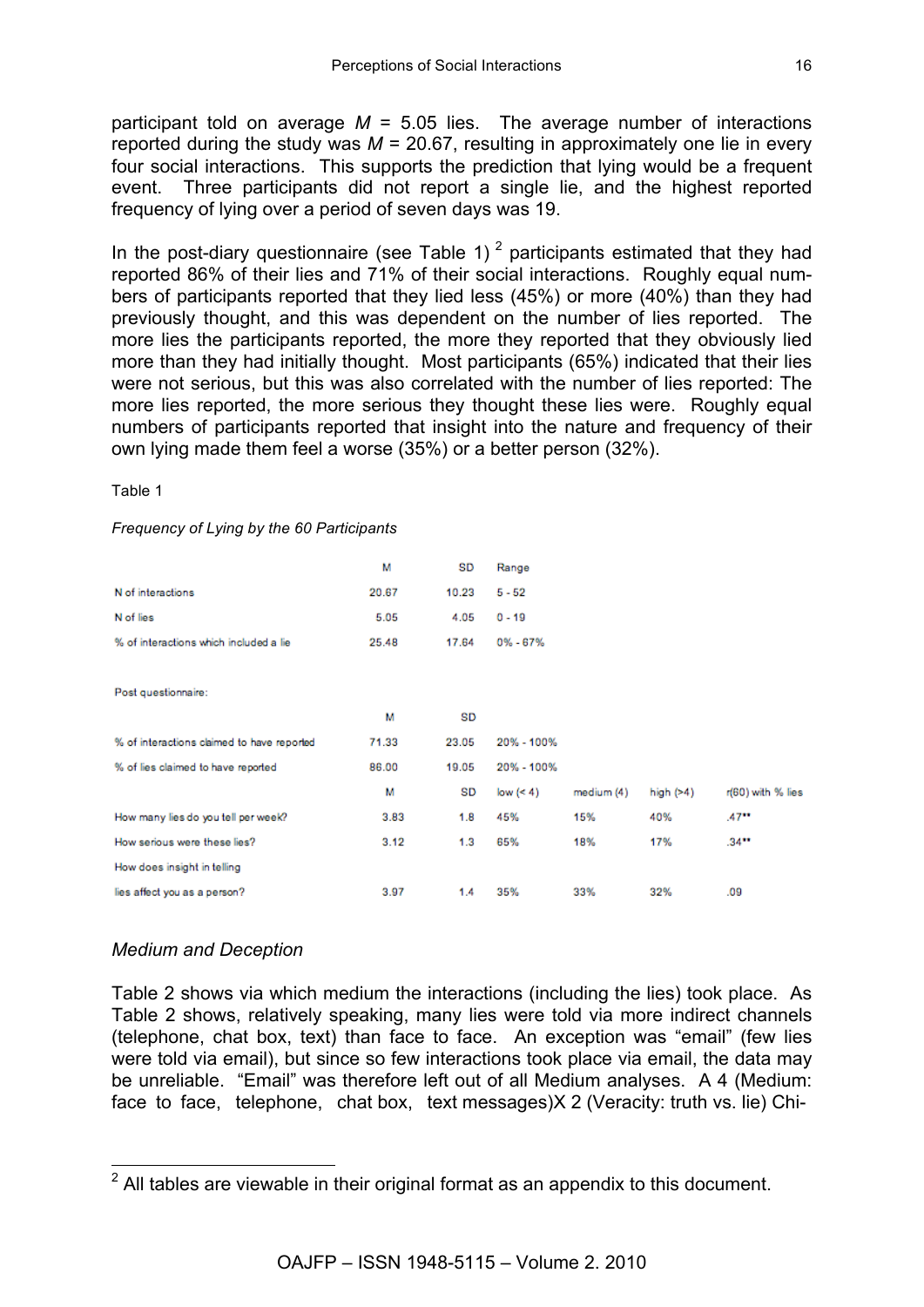participant told on average $M$ = 5.05 lies. The average number of interactions reported during the study was $M$ = 20.67, resulting in approximately one lie in every four social interactions. This supports the prediction that lying would be a frequent event. Three participants did not report a single lie, and the highest reported frequency of lying over a period of seven days was 19.

In the post-diary questionnaire (see Table 1) [2] participants estimated that they had reported 86% of their lies and 71% of their social interactions. Roughly equal numbers of participants reported that they lied less (45%) or more (40%) than they had previously thought, and this was dependent on the number of lies reported. The more lies the participants reported, the more they reported that they obviously lied more than they had initially thought. Most participants (65%) indicated that their lies were not serious, but this was also correlated with the number of lies reported: The more lies reported, the more serious they thought these lies were. Roughly equal numbers of participants reported that insight into the nature and frequency of their own lying made them feel a worse (35%) or a better person (32%).

Table 1

*Frequency of Lying by the 60 Participants*

| | M | SD | Range | | | |
|---|---|---|---|---|---|---|
| N of interactions | 20.67 | 10.23 | 5 - 52 | | | |
| N of lies | 5.05 | 4.05 | 0 - 19 | | | |
| % of interactions which included a lie | 25.48 | 17.64 | 0% - 67% | | | |
| Post questionnaire: | | | | | | |
| | M | SD | | | | |
| % of interactions claimed to have reported | 71.33 | 23.05 | 20% - 100% | | | |
| % of lies claimed to have reported | 86.00 | 19.05 | 20% - 100% | | | |
| | M | SD | low (< 4) | medium (4) | high (>4) | r(60) with % lies |
| How many lies do you tell per week? | 3.83 | 1.8 | 45% | 15% | 40% | .47** |
| How serious were these lies? | 3.12 | 1.3 | 65% | 18% | 17% | .34** |
| How does insight in telling lies affect you as a person? | 3.97 | 1.4 | 35% | 33% | 32% | .09 |

### *Medium and Deception*

Table 2 shows via which medium the interactions (including the lies) took place. As Table 2 shows, relatively speaking, many lies were told via more indirect channels (telephone, chat box, text) than face to face. An exception was "email" (few lies were told via email), but since so few interactions took place via email, the data may be unreliable. "Email" was therefore left out of all Medium analyses. A 4 (Medium: face to face, telephone, chat box, text messages)X 2 (Veracity: truth vs. lie) Chi-

[2] All tables are viewable in their original format as an appendix to this document.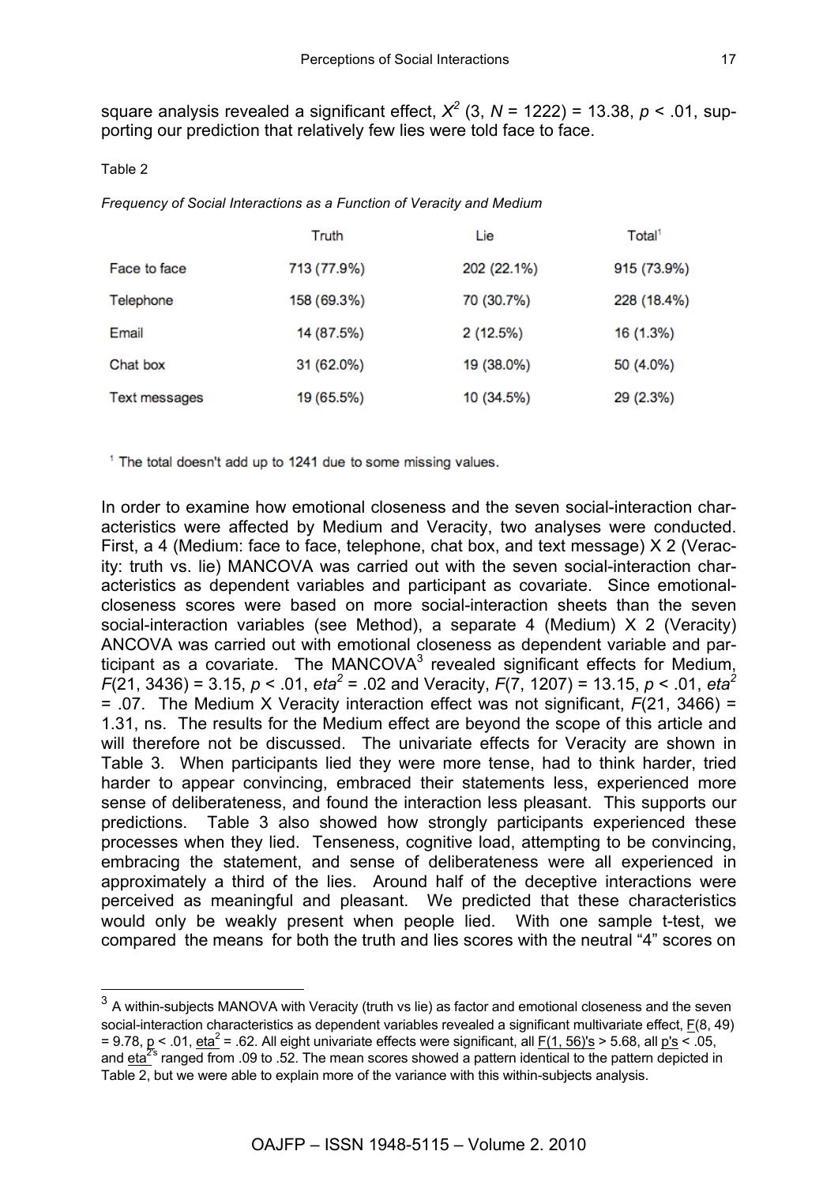square analysis revealed a significant effect, $X^2$ (3, $N$ = 1222) = 13.38, $p$ < .01, supporting our prediction that relatively few lies were told face to face.

Table 2

*Frequency of Social Interactions as a Function of Veracity and Medium*

| | Truth | Lie | Total[1] |
|---|---|---|---|
| Face to face | 713 (77.9%) | 202 (22.1%) | 915 (73.9%) |
| Telephone | 158 (69.3%) | 70 (30.7%) | 228 (18.4%) |
| Email | 14 (87.5%) | 2 (12.5%) | 16 (1.3%) |
| Chat box | 31 (62.0%) | 19 (38.0%) | 50 (4.0%) |
| Text messages | 19 (65.5%) | 10 (34.5%) | 29 (2.3%) |

[1] The total doesn't add up to 1241 due to some missing values.

In order to examine how emotional closeness and the seven social-interaction characteristics were affected by Medium and Veracity, two analyses were conducted. First, a 4 (Medium: face to face, telephone, chat box, and text message) X 2 (Veracity: truth vs. lie) MANCOVA was carried out with the seven social-interaction characteristics as dependent variables and participant as covariate. Since emotional-closeness scores were based on more social-interaction sheets than the seven social-interaction variables (see Method), a separate 4 (Medium) X 2 (Veracity) ANCOVA was carried out with emotional closeness as dependent variable and participant as a covariate. The MANCOVA[3] revealed significant effects for Medium, $F$(21, 3436) = 3.15, $p$ < .01, $eta^2$ = .02 and Veracity, $F$(7, 1207) = 13.15, $p$ < .01, $eta^2$ = .07. The Medium X Veracity interaction effect was not significant, $F$(21, 3466) = 1.31, ns. The results for the Medium effect are beyond the scope of this article and will therefore not be discussed. The univariate effects for Veracity are shown in Table 3. When participants lied they were more tense, had to think harder, tried harder to appear convincing, embraced their statements less, experienced more sense of deliberateness, and found the interaction less pleasant. This supports our predictions. Table 3 also showed how strongly participants experienced these processes when they lied. Tenseness, cognitive load, attempting to be convincing, embracing the statement, and sense of deliberateness were all experienced in approximately a third of the lies. Around half of the deceptive interactions were perceived as meaningful and pleasant. We predicted that these characteristics would only be weakly present when people lied. With one sample t-test, we compared the means for both the truth and lies scores with the neutral "4" scores on

[3] A within-subjects MANOVA with Veracity (truth vs lie) as factor and emotional closeness and the seven social-interaction characteristics as dependent variables revealed a significant multivariate effect, $F$(8, 49) = 9.78, $p$ < .01, $eta^2$ = .62. All eight univariate effects were significant, all $F$(1, 56)'s > 5.68, all $p$'s < .05, and $eta^2$'s ranged from .09 to .52. The mean scores showed a pattern identical to the pattern depicted in Table 2, but we were able to explain more of the variance with this within-subjects analysis.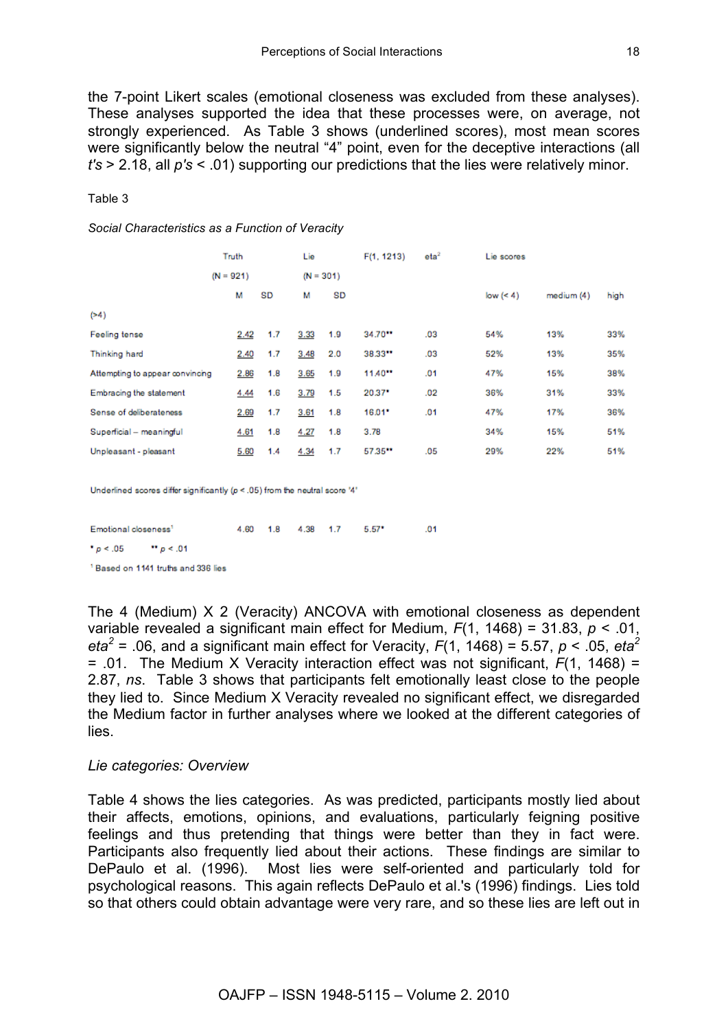the 7-point Likert scales (emotional closeness was excluded from these analyses). These analyses supported the idea that these processes were, on average, not strongly experienced. As Table 3 shows (underlined scores), most mean scores were significantly below the neutral "4" point, even for the deceptive interactions (all $t$'s > 2.18, all $p$'s < .01) supporting our predictions that the lies were relatively minor.

Table 3

*Social Characteristics as a Function of Veracity*

| | Truth | | Lie | | $F(1, 1213)$ | $eta^2$ | Lie scores | | |
|---|---|---|---|---|---|---|---|---|---|
| | (N = 921) | | (N = 301) | | | | | | |
| | M | SD | M | SD | | | low (< 4) | medium (4) | high (>4) |
| Feeling tense | <u>2.42</u> | 1.7 | <u>3.33</u> | 1.9 | 34.70** | .03 | 54% | 13% | 33% |
| Thinking hard | <u>2.40</u> | 1.7 | <u>3.48</u> | 2.0 | 38.33** | .03 | 52% | 13% | 35% |
| Attempting to appear convincing | <u>2.86</u> | 1.8 | <u>3.65</u> | 1.9 | 11.40** | .01 | 47% | 15% | 38% |
| Embracing the statement | <u>4.44</u> | 1.6 | <u>3.79</u> | 1.5 | 20.37* | .02 | 36% | 31% | 33% |
| Sense of deliberateness | <u>2.69</u> | 1.7 | <u>3.61</u> | 1.8 | 16.01* | .01 | 47% | 17% | 36% |
| Superficial – meaningful | <u>4.61</u> | 1.8 | <u>4.27</u> | 1.8 | 3.78 | | 34% | 15% | 51% |
| Unpleasant - pleasant | <u>5.60</u> | 1.4 | <u>4.34</u> | 1.7 | 57.35** | .05 | 29% | 22% | 51% |
| Emotional closeness[1] | 4.60 | 1.8 | 4.38 | 1.7 | 5.57* | .01 | | | |

Underlined scores differ significantly ($p$ < .05) from the neutral score '4'

\* $p$ < .05 &nbsp;&nbsp;&nbsp; ** $p$ < .01

[1] Based on 1141 truths and 336 lies

The 4 (Medium) X 2 (Veracity) ANCOVA with emotional closeness as dependent variable revealed a significant main effect for Medium, $F(1, 1468) = 31.83$, $p < .01$, $eta^2 = .06$, and a significant main effect for Veracity, $F(1, 1468) = 5.57$, $p < .05$, $eta^2 = .01$. The Medium X Veracity interaction effect was not significant, $F(1, 1468) = 2.87$, *ns*. Table 3 shows that participants felt emotionally least close to the people they lied to. Since Medium X Veracity revealed no significant effect, we disregarded the Medium factor in further analyses where we looked at the different categories of lies.

*Lie categories: Overview*

Table 4 shows the lies categories. As was predicted, participants mostly lied about their affects, emotions, opinions, and evaluations, particularly feigning positive feelings and thus pretending that things were better than they in fact were. Participants also frequently lied about their actions. These findings are similar to DePaulo et al. (1996). Most lies were self-oriented and particularly told for psychological reasons. This again reflects DePaulo et al.'s (1996) findings. Lies told so that others could obtain advantage were very rare, and so these lies are left out in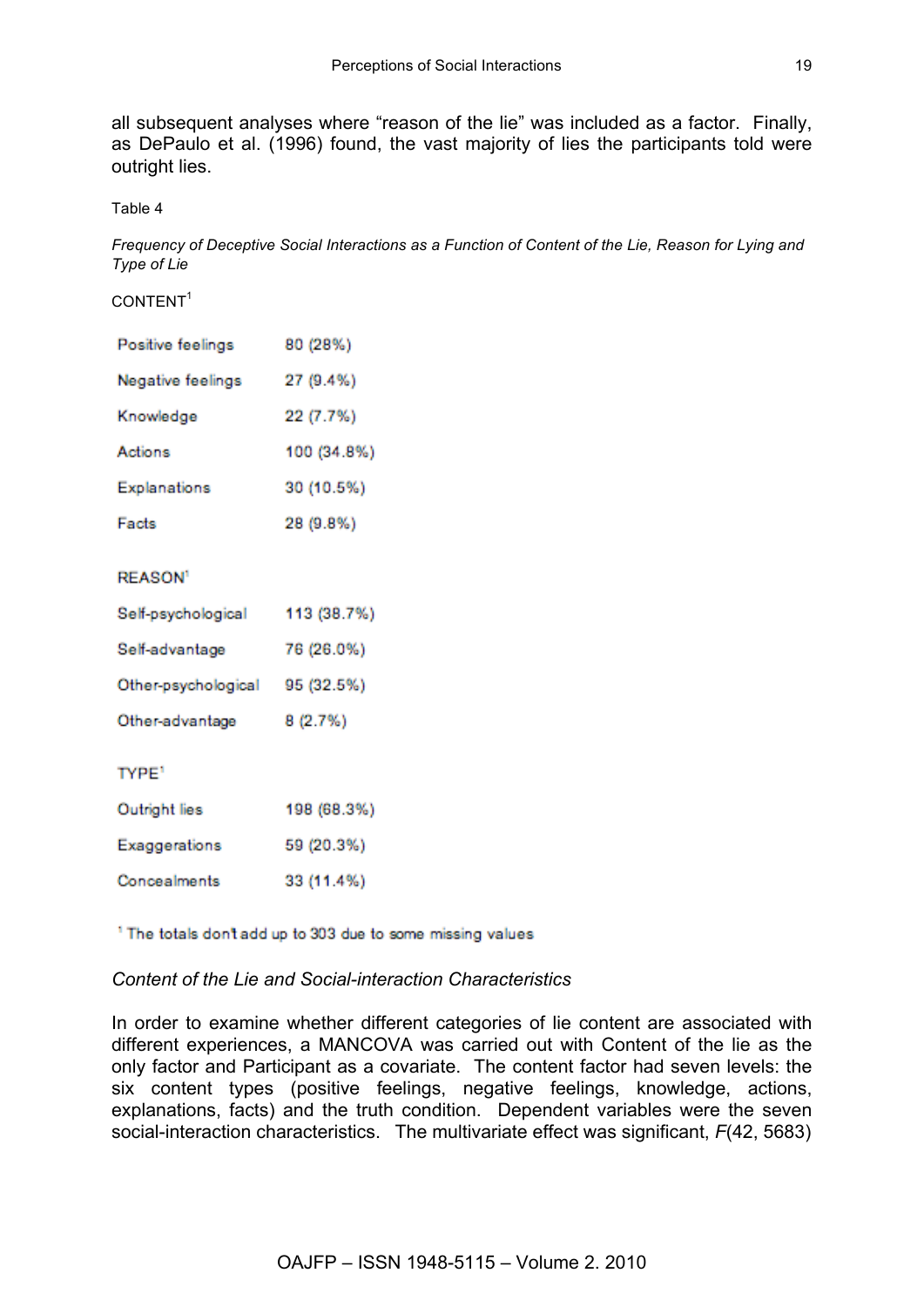all subsequent analyses where "reason of the lie" was included as a factor. Finally, as DePaulo et al. (1996) found, the vast majority of lies the participants told were outright lies.

Table 4

*Frequency of Deceptive Social Interactions as a Function of Content of the Lie, Reason for Lying and Type of Lie*

| CONTENT[1] | |
|---|---|
| Positive feelings | 80 (28%) |
| Negative feelings | 27 (9.4%) |
| Knowledge | 22 (7.7%) |
| Actions | 100 (34.8%) |
| Explanations | 30 (10.5%) |
| Facts | 28 (9.8%) |
| **REASON[1]** | |
| Self-psychological | 113 (38.7%) |
| Self-advantage | 76 (26.0%) |
| Other-psychological | 95 (32.5%) |
| Other-advantage | 8 (2.7%) |
| **TYPE[1]** | |
| Outright lies | 198 (68.3%) |
| Exaggerations | 59 (20.3%) |
| Concealments | 33 (11.4%) |

[1] The totals don't add up to 303 due to some missing values

### *Content of the Lie and Social-interaction Characteristics*

In order to examine whether different categories of lie content are associated with different experiences, a MANCOVA was carried out with Content of the lie as the only factor and Participant as a covariate. The content factor had seven levels: the six content types (positive feelings, negative feelings, knowledge, actions, explanations, facts) and the truth condition. Dependent variables were the seven social-interaction characteristics. The multivariate effect was significant, $F(42, 5683)$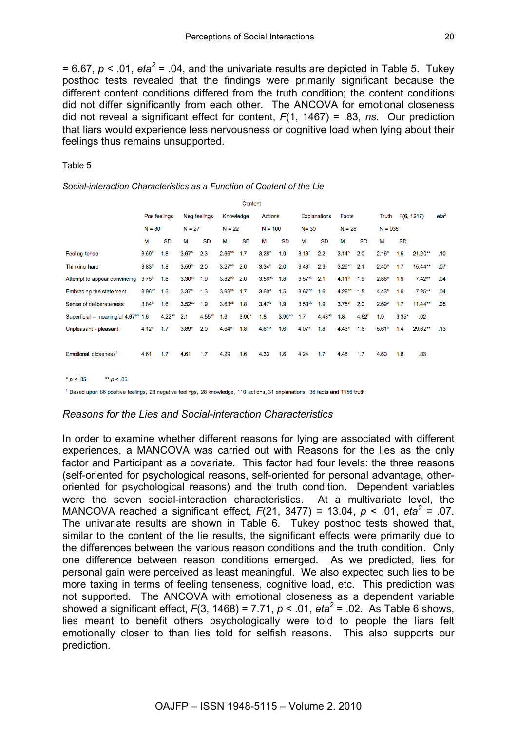= 6.67, $p$ < .01, $eta^2$ = .04, and the univariate results are depicted in Table 5. Tukey posthoc tests revealed that the findings were primarily significant because the different content conditions differed from the truth condition; the content conditions did not differ significantly from each other. The ANCOVA for emotional closeness did not reveal a significant effect for content, $F$(1, 1467) = .83, *ns*. Our prediction that liars would experience less nervousness or cognitive load when lying about their feelings thus remains unsupported.

Table 5

*Social-interaction Characteristics as a Function of Content of the Lie*

| | Content | | | | | | | | | | | | | | | | |
|---|---|---|---|---|---|---|---|---|---|---|---|---|---|---|---|---|---|
| | Pos feelings | | Neg feelings | | Knowledge | | Actions | | Explanations | | Facts | | Truth | | F(6, 1217) | eta² |
| | N = 80 | | N = 27 | | N = 22 | | N = 100 | | N= 30 | | N = 28 | | N = 938 | | | |
| | M | SD | M | SD | M | SD | M | SD | M | SD | M | SD | M | SD | | |
| Feeling tense | 3.60ᵇ | 1.8 | 3.67ᵇ | 2.3 | 2.66ᵃᵇ | 1.7 | 3.28ᵇ | 1.9 | 3.13ᵇ | 2.2 | 3.14ᵇ | 2.0 | 2.16ᵃ | 1.5 | 21.20** | .10 |
| Thinking hard | 3.83ᵇ | 1.8 | 3.59ᵇ | 2.0 | 3.27ᵃᵇ | 2.0 | 3.34ᵇ | 2.0 | 3.43ᵇ | 2.3 | 3.29ᵃᵇ | 2.1 | 2.40ᵃ | 1.7 | 15.44** | .07 |
| Attempt to appear convincing | 3.75ᵇ | 1.8 | 3.30ᵃᵇ | 1.9 | 3.82ᵃᵇ | 2.0 | 3.56ᵃᵇ | 1.8 | 3.57ᵃᵇ | 2.1 | 4.11ᵇ | 1.9 | 2.86ᵃ | 1.9 | 7.42** | .04 |
| Embracing the statement | 3.96ᵃᵇ | 1.3 | 3.37ᵃ | 1.3 | 3.93ᵃᵇ | 1.7 | 3.60ᵃ | 1.5 | 3.67ᵃᵇ | 1.6 | 4.29ᵃᵇ | 1.5 | 4.43ᵇ | 1.6 | 7.25** | .04 |
| Sense of deliberateness | 3.84ᵇ | 1.6 | 3.52ᵃᵇ | 1.9 | 3.63ᵃᵇ | 1.8 | 3.47ᵇ | 1.9 | 3.53ᵃᵇ | 1.9 | 3.75ᵇ | 2.0 | 2.69ᵃ | 1.7 | 11.44** | .05 |
| Superficial – meaningful | 4.67ᵃᵇ | 1.6 | 4.22ᵃᵇ | 2.1 | 4.55ᵃᵇ | 1.6 | 3.90ᵃ | 1.8 | 3.90ᵃᵇ | 1.7 | 4.43ᵃᵇ | 1.8 | 4.62ᵇ | 1.9 | 3.35* | .02 |
| Unpleasant - pleasant | 4.12ᵃ | 1.7 | 3.89ᵃ | 2.0 | 4.64ᵃ | 1.8 | 4.61ᵃ | 1.6 | 4.07ᵃ | 1.8 | 4.43ᵃ | 1.6 | 5.61ᵇ | 1.4 | 29.62** | .13 |
| Emotional closeness[1] | 4.61 | 1.7 | 4.61 | 1.7 | 4.29 | 1.6 | 4.33 | 1.6 | 4.24 | 1.7 | 4.46 | 1.7 | 4.60 | 1.8 | .83 | |

\* $p$ < .05 &nbsp;&nbsp;&nbsp; ** $p$ < .05

[1] Based upon 86 positive feelings, 28 negative feelings, 28 knowledge, 110 actions, 31 explanations, 36 facts and 1156 truth

*Reasons for the Lies and Social-interaction Characteristics*

In order to examine whether different reasons for lying are associated with different experiences, a MANCOVA was carried out with Reasons for the lies as the only factor and Participant as a covariate. This factor had four levels: the three reasons (self-oriented for psychological reasons, self-oriented for personal advantage, other-oriented for psychological reasons) and the truth condition. Dependent variables were the seven social-interaction characteristics. At a multivariate level, the MANCOVA reached a significant effect, $F$(21, 3477) = 13.04, $p$ < .01, $eta^2$ = .07. The univariate results are shown in Table 6. Tukey posthoc tests showed that, similar to the content of the lie results, the significant effects were primarily due to the differences between the various reason conditions and the truth condition. Only one difference between reason conditions emerged. As we predicted, lies for personal gain were perceived as least meaningful. We also expected such lies to be more taxing in terms of feeling tenseness, cognitive load, etc. This prediction was not supported. The ANCOVA with emotional closeness as a dependent variable showed a significant effect, $F$(3, 1468) = 7.71, $p$ < .01, $eta^2$ = .02. As Table 6 shows, lies meant to benefit others psychologically were told to people the liars felt emotionally closer to than lies told for selfish reasons. This also supports our prediction.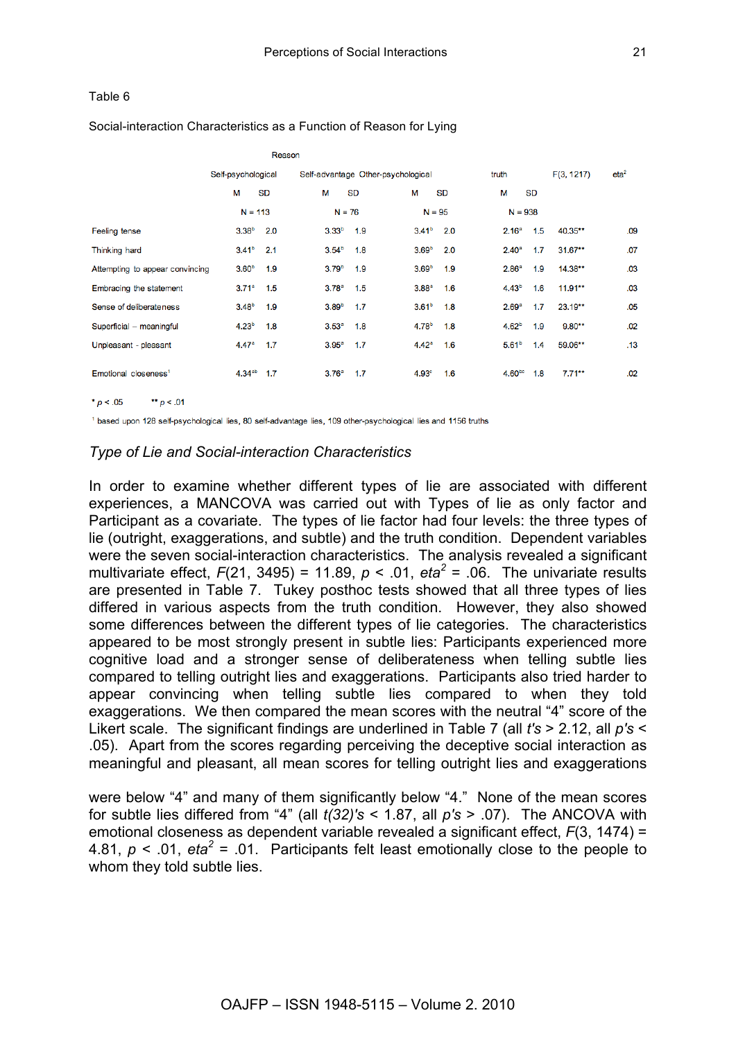Table 6

Social-interaction Characteristics as a Function of Reason for Lying

| | Reason | | | | | | | | | |
|---|---|---|---|---|---|---|---|---|---|---|
| | Self-psychological | | Self-advantage | | Other-psychological | | truth | | F(3, 1217) | eta² |
| | M | SD | M | SD | M | SD | M | SD | | |
| | N = 113 | | N = 76 | | N = 95 | | N = 938 | | | |
| Feeling tense | 3.38ᵇ | 2.0 | 3.33ᵇ | 1.9 | 3.41ᵇ | 2.0 | 2.16ᵃ | 1.5 | 40.35** | .09 |
| Thinking hard | 3.41ᵇ | 2.1 | 3.54ᵇ | 1.8 | 3.69ᵇ | 2.0 | 2.40ᵃ | 1.7 | 31.67** | .07 |
| Attempting to appear convincing | 3.60ᵇ | 1.9 | 3.79ᵇ | 1.9 | 3.69ᵇ | 1.9 | 2.86ᵃ | 1.9 | 14.38** | .03 |
| Embracing the statement | 3.71ᵃ | 1.5 | 3.78ᵃ | 1.5 | 3.88ᵃ | 1.6 | 4.43ᵇ | 1.6 | 11.91** | .03 |
| Sense of deliberateness | 3.48ᵇ | 1.9 | 3.89ᵇ | 1.7 | 3.61ᵇ | 1.8 | 2.69ᵃ | 1.7 | 23.19** | .05 |
| Superficial – meaningful | 4.23ᵇ | 1.8 | 3.53ᵃ | 1.8 | 4.78ᵇ | 1.8 | 4.62ᵇ | 1.9 | 9.80** | .02 |
| Unpleasant - pleasant | 4.47ᵃ | 1.7 | 3.95ᵃ | 1.7 | 4.42ᵃ | 1.6 | 5.61ᵇ | 1.4 | 59.06** | .13 |
| Emotional closeness[1] | 4.34ᵃᵇ | 1.7 | 3.76ᵃ | 1.7 | 4.93ᶜ | 1.6 | 4.60ᵇᶜ | 1.8 | 7.71** | .02 |

* $p < .05$ ** $p < .01$

[1] based upon 128 self-psychological lies, 80 self-advantage lies, 109 other-psychological lies and 1156 truths

*Type of Lie and Social-interaction Characteristics*

In order to examine whether different types of lie are associated with different experiences, a MANCOVA was carried out with Types of lie as only factor and Participant as a covariate. The types of lie factor had four levels: the three types of lie (outright, exaggerations, and subtle) and the truth condition. Dependent variables were the seven social-interaction characteristics. The analysis revealed a significant multivariate effect, $F(21, 3495) = 11.89$, $p < .01$, $eta^2 = .06$. The univariate results are presented in Table 7. Tukey posthoc tests showed that all three types of lies differed in various aspects from the truth condition. However, they also showed some differences between the different types of lie categories. The characteristics appeared to be most strongly present in subtle lies: Participants experienced more cognitive load and a stronger sense of deliberateness when telling subtle lies compared to telling outright lies and exaggerations. Participants also tried harder to appear convincing when telling subtle lies compared to when they told exaggerations. We then compared the mean scores with the neutral "4" score of the Likert scale. The significant findings are underlined in Table 7 (all $t$'s > 2.12, all $p$'s < .05). Apart from the scores regarding perceiving the deceptive social interaction as meaningful and pleasant, all mean scores for telling outright lies and exaggerations were below "4" and many of them significantly below "4." None of the mean scores for subtle lies differed from "4" (all $t(32)$'s < 1.87, all $p$'s > .07). The ANCOVA with emotional closeness as dependent variable revealed a significant effect, $F(3, 1474) = 4.81$, $p < .01$, $eta^2 = .01$. Participants felt least emotionally close to the people to whom they told subtle lies.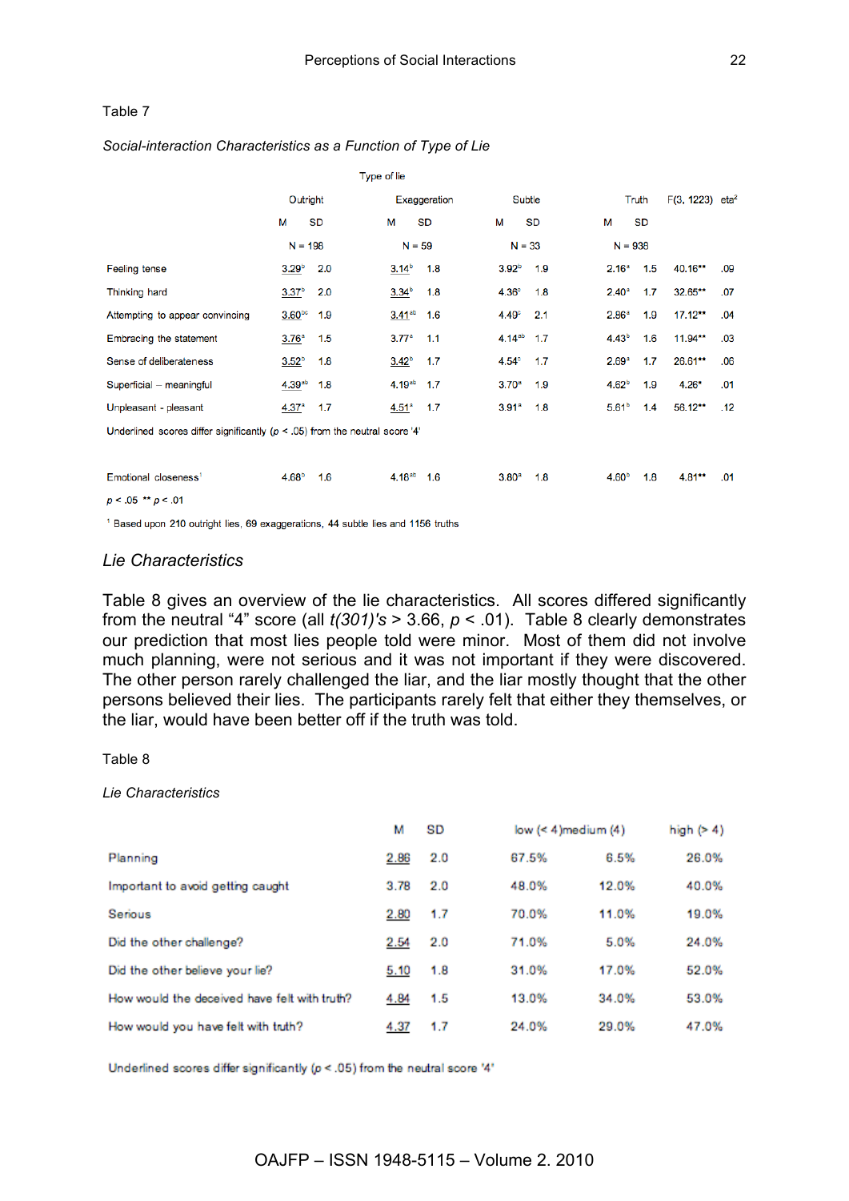Table 7

*Social-interaction Characteristics as a Function of Type of Lie*

| | Type of lie | | | | | | | | | |
|---|---|---|---|---|---|---|---|---|---|---|
| | Outright | | Exaggeration | | Subtle | | Truth | | F(3, 1223) | eta² |
| | M | SD | M | SD | M | SD | M | SD | | |
| | N = 196 | | N = 59 | | N = 33 | | N = 936 | | | |
| Feeling tense | <u>3.29</u>ᵇ | 2.0 | <u>3.14</u>ᵇ | 1.8 | 3.92ᵇ | 1.9 | 2.16ᵃ | 1.5 | 40.16** | .09 |
| Thinking hard | <u>3.37</u>ᵇ | 2.0 | <u>3.34</u>ᵇ | 1.8 | 4.36ᶜ | 1.8 | 2.40ᵃ | 1.7 | 32.65** | .07 |
| Attempting to appear convincing | <u>3.60</u>ᵇᶜ | 1.9 | <u>3.41</u>ᵃᵇ | 1.6 | 4.49ᶜ | 2.1 | 2.86ᵃ | 1.9 | 17.12** | .04 |
| Embracing the statement | <u>3.76</u>ᵃ | 1.5 | 3.77ᵃ | 1.1 | 4.14ᵃᵇ | 1.7 | 4.43ᵇ | 1.6 | 11.94** | .03 |
| Sense of deliberateness | <u>3.52</u>ᵇ | 1.8 | <u>3.42</u>ᵇ | 1.7 | 4.54ᶜ | 1.7 | 2.69ᵃ | 1.7 | 26.61** | .06 |
| Superficial – meaningful | <u>4.39</u>ᵃᵇ | 1.8 | 4.19ᵃᵇ | 1.7 | 3.70ᵃ | 1.9 | 4.62ᵇ | 1.9 | 4.26* | .01 |
| Unpleasant - pleasant | <u>4.37</u>ᵃ | 1.7 | <u>4.51</u>ᵃ | 1.7 | 3.91ᵃ | 1.8 | 5.61ᵇ | 1.4 | 56.12** | .12 |
| Underlined scores differ significantly ($p < .05$) from the neutral score '4' | | | | | | | | | | |
| Emotional closeness[1] | 4.68ᵇ | 1.6 | 4.16ᵃᵇ | 1.6 | 3.80ᵃ | 1.8 | 4.60ᵇ | 1.8 | 4.81** | .01 |

$p < .05$ ** $p < .01$

[1] Based upon 210 outright lies, 69 exaggerations, 44 subtle lies and 1156 truths

## *Lie Characteristics*

Table 8 gives an overview of the lie characteristics. All scores differed significantly from the neutral "4" score (all *t(301)'s* > 3.66, $p < .01$). Table 8 clearly demonstrates our prediction that most lies people told were minor. Most of them did not involve much planning, were not serious and it was not important if they were discovered. The other person rarely challenged the liar, and the liar mostly thought that the other persons believed their lies. The participants rarely felt that either they themselves, or the liar, would have been better off if the truth was told.

Table 8

*Lie Characteristics*

| | M | SD | low (< 4) | medium (4) | high (> 4) |
|---|---|---|---|---|---|
| Planning | <u>2.86</u> | 2.0 | 67.5% | 6.5% | 26.0% |
| Important to avoid getting caught | 3.78 | 2.0 | 48.0% | 12.0% | 40.0% |
| Serious | <u>2.80</u> | 1.7 | 70.0% | 11.0% | 19.0% |
| Did the other challenge? | <u>2.54</u> | 2.0 | 71.0% | 5.0% | 24.0% |
| Did the other believe your lie? | <u>5.10</u> | 1.8 | 31.0% | 17.0% | 52.0% |
| How would the deceived have felt with truth? | <u>4.84</u> | 1.5 | 13.0% | 34.0% | 53.0% |
| How would you have felt with truth? | <u>4.37</u> | 1.7 | 24.0% | 29.0% | 47.0% |

Underlined scores differ significantly ($p < .05$) from the neutral score '4'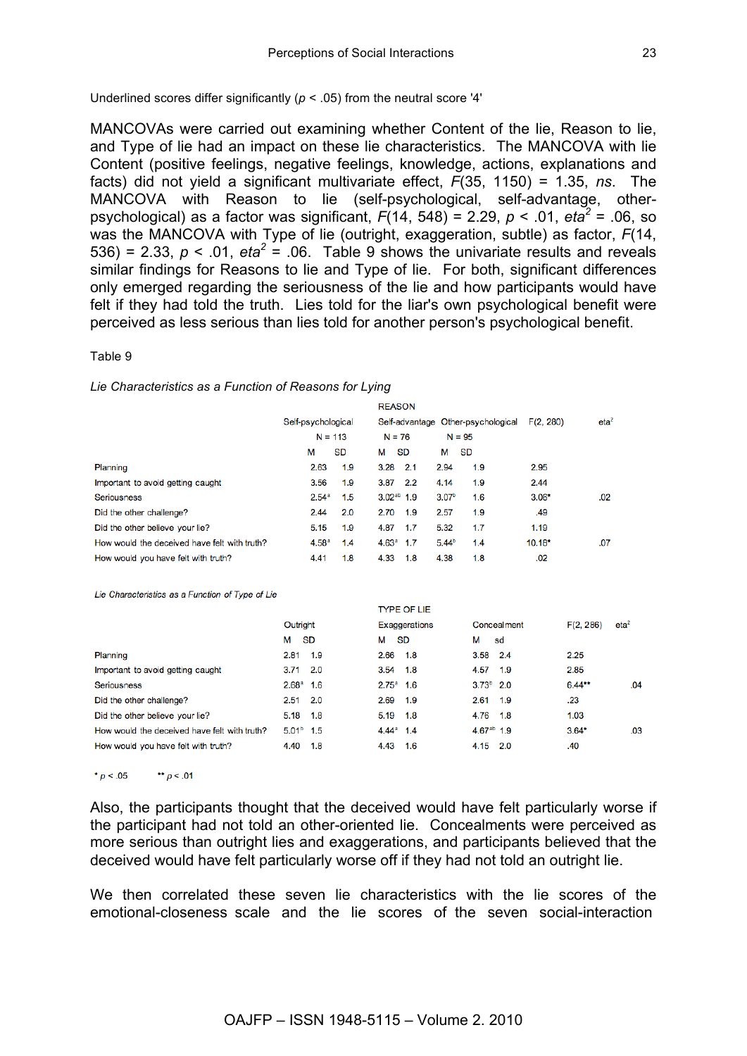Underlined scores differ significantly ($p < .05$) from the neutral score '4'

MANCOVAs were carried out examining whether Content of the lie, Reason to lie, and Type of lie had an impact on these lie characteristics. The MANCOVA with lie Content (positive feelings, negative feelings, knowledge, actions, explanations and facts) did not yield a significant multivariate effect, $F(35, 1150) = 1.35$, *ns*. The MANCOVA with Reason to lie (self-psychological, self-advantage, other-psychological) as a factor was significant, $F(14, 548) = 2.29$, $p < .01$, $eta^2 = .06$, so was the MANCOVA with Type of lie (outright, exaggeration, subtle) as factor, $F(14, 536) = 2.33$, $p < .01$, $eta^2 = .06$. Table 9 shows the univariate results and reveals similar findings for Reasons to lie and Type of lie. For both, significant differences only emerged regarding the seriousness of the lie and how participants would have felt if they had told the truth. Lies told for the liar's own psychological benefit were perceived as less serious than lies told for another person's psychological benefit.

Table 9

*Lie Characteristics as a Function of Reasons for Lying*

| | REASON | | | | | | | |
|---|---|---|---|---|---|---|---|---|
| | Self-psychological | | Self-advantage | | Other-psychological | | $F(2, 280)$ | $eta^2$ |
| | N = 113 | | N = 76 | | N = 95 | | | |
| | M | SD | M | SD | M | SD | | |
| Planning | 2.63 | 1.9 | 3.28 | 2.1 | 2.94 | 1.9 | 2.95 | |
| Important to avoid getting caught | 3.56 | 1.9 | 3.87 | 2.2 | 4.14 | 1.9 | 2.44 | |
| Seriousness | 2.54[a] | 1.5 | 3.02[ab] | 1.9 | 3.07[b] | 1.6 | 3.06* | .02 |
| Did the other challenge? | 2.44 | 2.0 | 2.70 | 1.9 | 2.57 | 1.9 | .49 | |
| Did the other believe your lie? | 5.15 | 1.9 | 4.87 | 1.7 | 5.32 | 1.7 | 1.19 | |
| How would the deceived have felt with truth? | 4.58[a] | 1.4 | 4.63[a] | 1.7 | 5.44[b] | 1.4 | 10.18* | .07 |
| How would you have felt with truth? | 4.41 | 1.8 | 4.33 | 1.8 | 4.38 | 1.8 | .02 | |

*Lie Characteristics as a Function of Type of Lie*

| | TYPE OF LIE | | | | | | | |
|---|---|---|---|---|---|---|---|---|
| | Outright | | Exaggerations | | Concealment | | $F(2, 286)$ | $eta^2$ |
| | M | SD | M | SD | M | sd | | |
| Planning | 2.81 | 1.9 | 2.66 | 1.8 | 3.58 | 2.4 | 2.25 | |
| Important to avoid getting caught | 3.71 | 2.0 | 3.54 | 1.8 | 4.57 | 1.9 | 2.85 | |
| Seriousness | 2.68[a] | 1.6 | 2.75[a] | 1.6 | 3.73[b] | 2.0 | 6.44** | .04 |
| Did the other challenge? | 2.51 | 2.0 | 2.69 | 1.9 | 2.61 | 1.9 | .23 | |
| Did the other believe your lie? | 5.18 | 1.8 | 5.19 | 1.8 | 4.76 | 1.8 | 1.03 | |
| How would the deceived have felt with truth? | 5.01[b] | 1.5 | 4.44[a] | 1.4 | 4.67[ab] | 1.9 | 3.64* | .03 |
| How would you have felt with truth? | 4.40 | 1.8 | 4.43 | 1.6 | 4.15 | 2.0 | .40 | |

* $p < .05$ &nbsp;&nbsp;&nbsp; ** $p < .01$

Also, the participants thought that the deceived would have felt particularly worse if the participant had not told an other-oriented lie. Concealments were perceived as more serious than outright lies and exaggerations, and participants believed that the deceived would have felt particularly worse off if they had not told an outright lie.

We then correlated these seven lie characteristics with the lie scores of the emotional-closeness scale and the lie scores of the seven social-interaction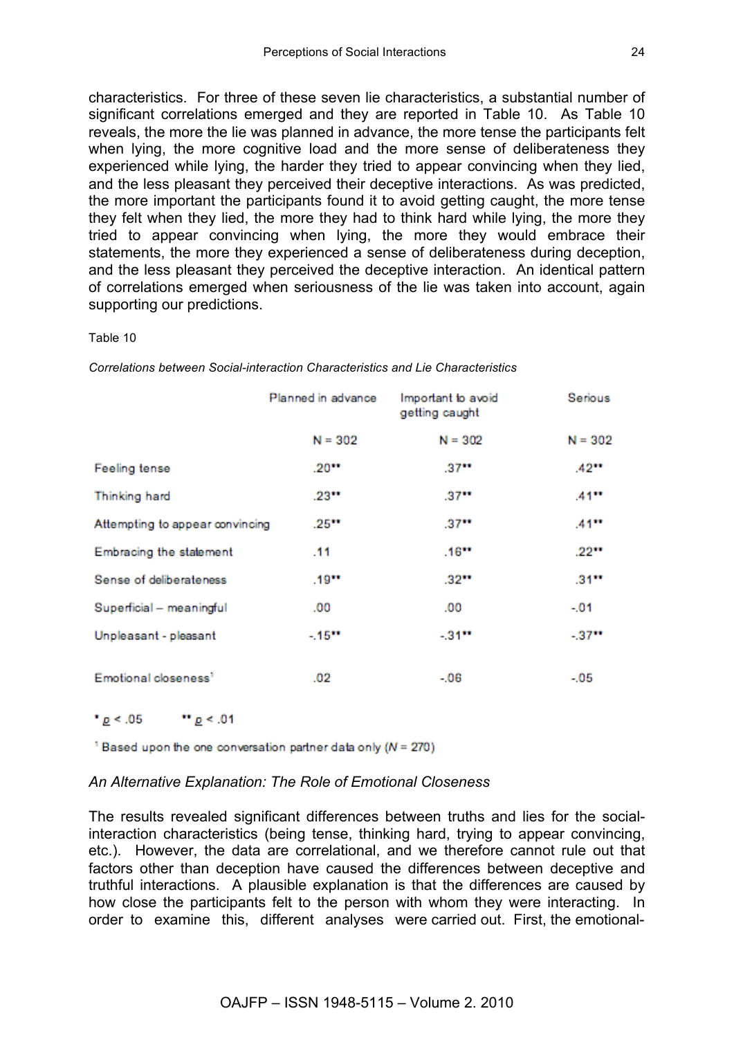characteristics. For three of these seven lie characteristics, a substantial number of significant correlations emerged and they are reported in Table 10. As Table 10 reveals, the more the lie was planned in advance, the more tense the participants felt when lying, the more cognitive load and the more sense of deliberateness they experienced while lying, the harder they tried to appear convincing when they lied, and the less pleasant they perceived their deceptive interactions. As was predicted, the more important the participants found it to avoid getting caught, the more tense they felt when they lied, the more they had to think hard while lying, the more they tried to appear convincing when lying, the more they would embrace their statements, the more they experienced a sense of deliberateness during deception, and the less pleasant they perceived the deceptive interaction. An identical pattern of correlations emerged when seriousness of the lie was taken into account, again supporting our predictions.

Table 10

*Correlations between Social-interaction Characteristics and Lie Characteristics*

| | Planned in advance | Important to avoid getting caught | Serious |
|---|---|---|---|
| | N = 302 | N = 302 | N = 302 |
| Feeling tense | .20** | .37** | .42** |
| Thinking hard | .23** | .37** | .41** |
| Attempting to appear convincing | .25** | .37** | .41** |
| Embracing the statement | .11 | .16** | .22** |
| Sense of deliberateness | .19** | .32** | .31** |
| Superficial – meaningful | .00 | .00 | -.01 |
| Unpleasant - pleasant | -.15** | -.31** | -.37** |
| Emotional closeness[1] | .02 | -.06 | -.05 |

* $p < .05$ ** $p < .01$

[1] Based upon the one conversation partner data only ($N = 270$)

### *An Alternative Explanation: The Role of Emotional Closeness*

The results revealed significant differences between truths and lies for the social-interaction characteristics (being tense, thinking hard, trying to appear convincing, etc.). However, the data are correlational, and we therefore cannot rule out that factors other than deception have caused the differences between deceptive and truthful interactions. A plausible explanation is that the differences are caused by how close the participants felt to the person with whom they were interacting. In order to examine this, different analyses were carried out. First, the emotional-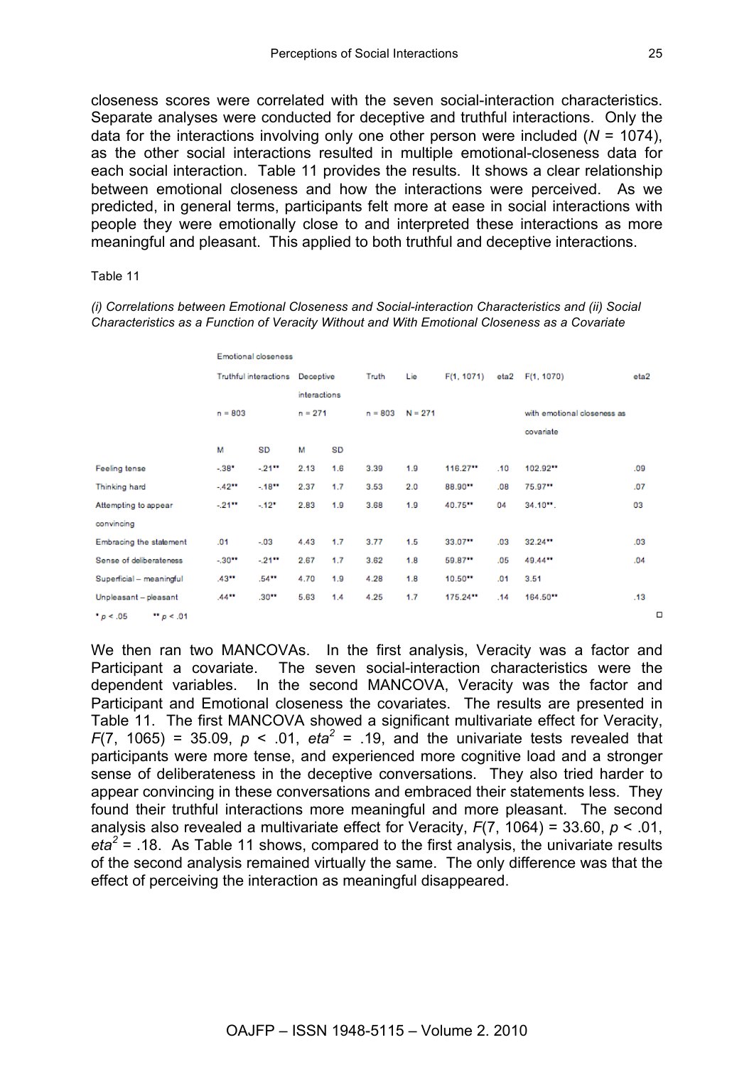closeness scores were correlated with the seven social-interaction characteristics. Separate analyses were conducted for deceptive and truthful interactions. Only the data for the interactions involving only one other person were included ($N$ = 1074), as the other social interactions resulted in multiple emotional-closeness data for each social interaction. Table 11 provides the results. It shows a clear relationship between emotional closeness and how the interactions were perceived. As we predicted, in general terms, participants felt more at ease in social interactions with people they were emotionally close to and interpreted these interactions as more meaningful and pleasant. This applied to both truthful and deceptive interactions.

Table 11

*(i) Correlations between Emotional Closeness and Social-interaction Characteristics and (ii) Social Characteristics as a Function of Veracity Without and With Emotional Closeness as a Covariate*

| | Emotional closeness | | | | | | | | | |
|---|---|---|---|---|---|---|---|---|---|---|
| | Truthful interactions | | Deceptive interactions | | Truth | Lie | $F(1, 1071)$ | eta2 | $F(1, 1070)$ | eta2 |
| | n = 803 | | n = 271 | | n = 803 | N = 271 | | | with emotional closeness as covariate | |
| | M | SD | M | SD | | | | | | |
| Feeling tense | -.38* | -.21** | 2.13 | 1.6 | 3.39 | 1.9 | 116.27** | .10 | 102.92** | .09 |
| Thinking hard | -.42** | -.18** | 2.37 | 1.7 | 3.53 | 2.0 | 88.90** | .08 | 75.97** | .07 |
| Attempting to appear convincing | -.21** | -.12* | 2.83 | 1.9 | 3.68 | 1.9 | 40.75** | 04 | 34.10**. | 03 |
| Embracing the statement | .01 | -.03 | 4.43 | 1.7 | 3.77 | 1.5 | 33.07** | .03 | 32.24** | .03 |
| Sense of deliberateness | -.30** | -.21** | 2.67 | 1.7 | 3.62 | 1.8 | 59.87** | .05 | 49.44** | .04 |
| Superficial – meaningful | .43** | .54** | 4.70 | 1.9 | 4.28 | 1.8 | 10.50** | .01 | 3.51 | |
| Unpleasant – pleasant | .44** | .30** | 5.63 | 1.4 | 4.25 | 1.7 | 175.24** | .14 | 164.50** | .13 |

* $p$ < .05 ** $p$ < .01

We then ran two MANCOVAs. In the first analysis, Veracity was a factor and Participant a covariate. The seven social-interaction characteristics were the dependent variables. In the second MANCOVA, Veracity was the factor and Participant and Emotional closeness the covariates. The results are presented in Table 11. The first MANCOVA showed a significant multivariate effect for Veracity, $F(7, 1065) = 35.09$, $p < .01$, $eta^2 = .19$, and the univariate tests revealed that participants were more tense, and experienced more cognitive load and a stronger sense of deliberateness in the deceptive conversations. They also tried harder to appear convincing in these conversations and embraced their statements less. They found their truthful interactions more meaningful and more pleasant. The second analysis also revealed a multivariate effect for Veracity, $F(7, 1064) = 33.60$, $p < .01$, $eta^2 = .18$. As Table 11 shows, compared to the first analysis, the univariate results of the second analysis remained virtually the same. The only difference was that the effect of perceiving the interaction as meaningful disappeared.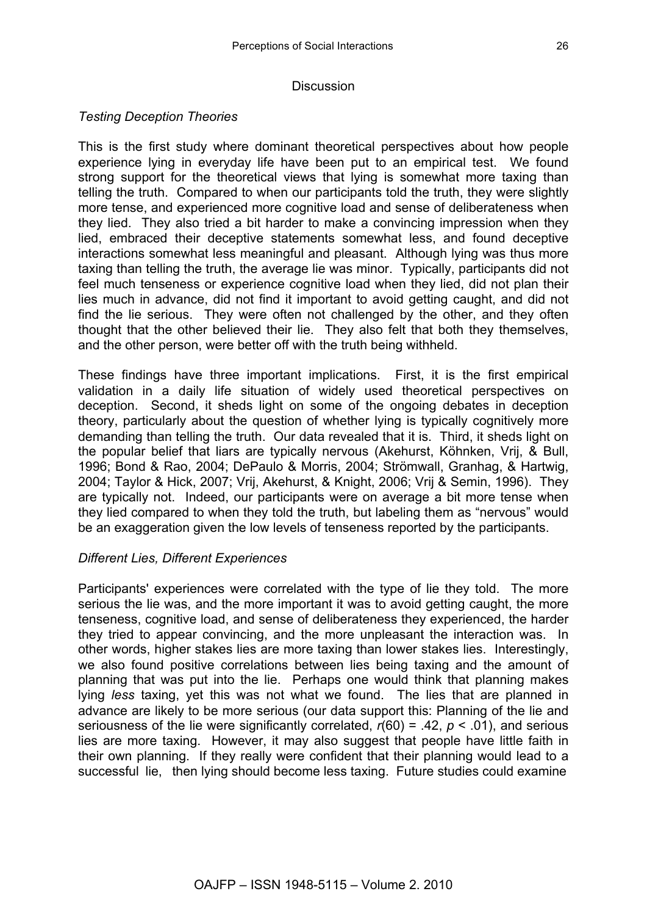## Discussion

### *Testing Deception Theories*

This is the first study where dominant theoretical perspectives about how people experience lying in everyday life have been put to an empirical test. We found strong support for the theoretical views that lying is somewhat more taxing than telling the truth. Compared to when our participants told the truth, they were slightly more tense, and experienced more cognitive load and sense of deliberateness when they lied. They also tried a bit harder to make a convincing impression when they lied, embraced their deceptive statements somewhat less, and found deceptive interactions somewhat less meaningful and pleasant. Although lying was thus more taxing than telling the truth, the average lie was minor. Typically, participants did not feel much tenseness or experience cognitive load when they lied, did not plan their lies much in advance, did not find it important to avoid getting caught, and did not find the lie serious. They were often not challenged by the other, and they often thought that the other believed their lie. They also felt that both they themselves, and the other person, were better off with the truth being withheld.

These findings have three important implications. First, it is the first empirical validation in a daily life situation of widely used theoretical perspectives on deception. Second, it sheds light on some of the ongoing debates in deception theory, particularly about the question of whether lying is typically cognitively more demanding than telling the truth. Our data revealed that it is. Third, it sheds light on the popular belief that liars are typically nervous (Akehurst, Köhnken, Vrij, & Bull, 1996; Bond & Rao, 2004; DePaulo & Morris, 2004; Strömwall, Granhag, & Hartwig, 2004; Taylor & Hick, 2007; Vrij, Akehurst, & Knight, 2006; Vrij & Semin, 1996). They are typically not. Indeed, our participants were on average a bit more tense when they lied compared to when they told the truth, but labeling them as "nervous" would be an exaggeration given the low levels of tenseness reported by the participants.

### *Different Lies, Different Experiences*

Participants' experiences were correlated with the type of lie they told. The more serious the lie was, and the more important it was to avoid getting caught, the more tenseness, cognitive load, and sense of deliberateness they experienced, the harder they tried to appear convincing, and the more unpleasant the interaction was. In other words, higher stakes lies are more taxing than lower stakes lies. Interestingly, we also found positive correlations between lies being taxing and the amount of planning that was put into the lie. Perhaps one would think that planning makes lying *less* taxing, yet this was not what we found. The lies that are planned in advance are likely to be more serious (our data support this: Planning of the lie and seriousness of the lie were significantly correlated, $r(60) = .42$, $p < .01$), and serious lies are more taxing. However, it may also suggest that people have little faith in their own planning. If they really were confident that their planning would lead to a successful lie, then lying should become less taxing. Future studies could examine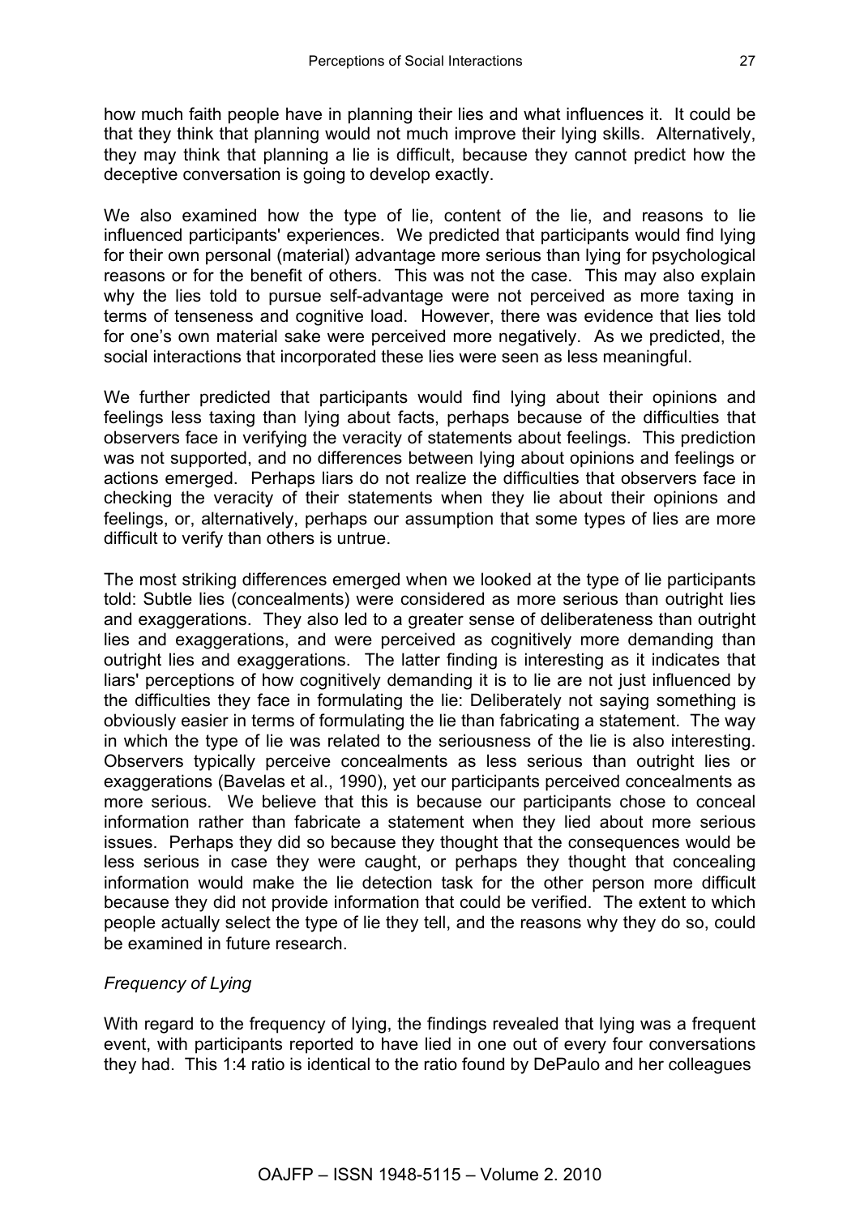how much faith people have in planning their lies and what influences it. It could be that they think that planning would not much improve their lying skills. Alternatively, they may think that planning a lie is difficult, because they cannot predict how the deceptive conversation is going to develop exactly.

We also examined how the type of lie, content of the lie, and reasons to lie influenced participants' experiences. We predicted that participants would find lying for their own personal (material) advantage more serious than lying for psychological reasons or for the benefit of others. This was not the case. This may also explain why the lies told to pursue self-advantage were not perceived as more taxing in terms of tenseness and cognitive load. However, there was evidence that lies told for one's own material sake were perceived more negatively. As we predicted, the social interactions that incorporated these lies were seen as less meaningful.

We further predicted that participants would find lying about their opinions and feelings less taxing than lying about facts, perhaps because of the difficulties that observers face in verifying the veracity of statements about feelings. This prediction was not supported, and no differences between lying about opinions and feelings or actions emerged. Perhaps liars do not realize the difficulties that observers face in checking the veracity of their statements when they lie about their opinions and feelings, or, alternatively, perhaps our assumption that some types of lies are more difficult to verify than others is untrue.

The most striking differences emerged when we looked at the type of lie participants told: Subtle lies (concealments) were considered as more serious than outright lies and exaggerations. They also led to a greater sense of deliberateness than outright lies and exaggerations, and were perceived as cognitively more demanding than outright lies and exaggerations. The latter finding is interesting as it indicates that liars' perceptions of how cognitively demanding it is to lie are not just influenced by the difficulties they face in formulating the lie: Deliberately not saying something is obviously easier in terms of formulating the lie than fabricating a statement. The way in which the type of lie was related to the seriousness of the lie is also interesting. Observers typically perceive concealments as less serious than outright lies or exaggerations (Bavelas et al., 1990), yet our participants perceived concealments as more serious. We believe that this is because our participants chose to conceal information rather than fabricate a statement when they lied about more serious issues. Perhaps they did so because they thought that the consequences would be less serious in case they were caught, or perhaps they thought that concealing information would make the lie detection task for the other person more difficult because they did not provide information that could be verified. The extent to which people actually select the type of lie they tell, and the reasons why they do so, could be examined in future research.

*Frequency of Lying*

With regard to the frequency of lying, the findings revealed that lying was a frequent event, with participants reported to have lied in one out of every four conversations they had. This 1:4 ratio is identical to the ratio found by DePaulo and her colleagues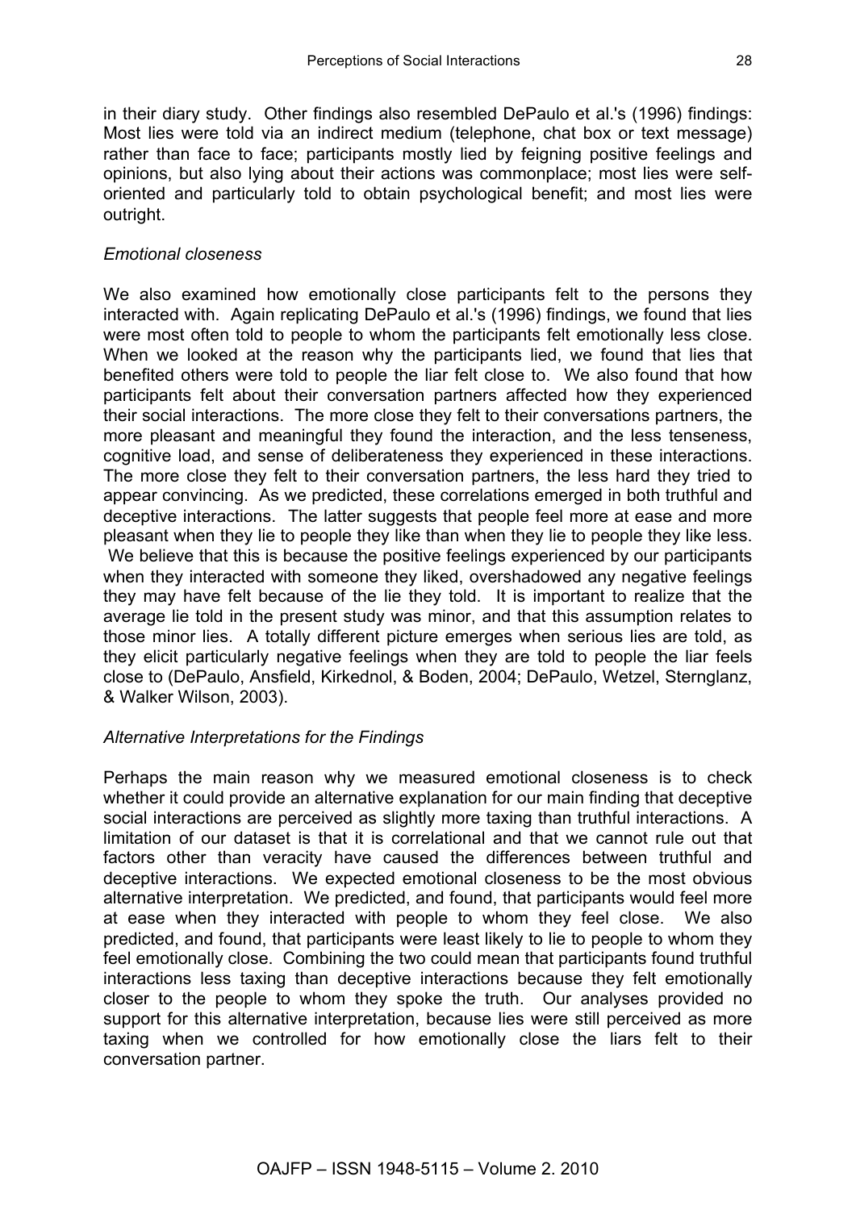in their diary study. Other findings also resembled DePaulo et al.'s (1996) findings: Most lies were told via an indirect medium (telephone, chat box or text message) rather than face to face; participants mostly lied by feigning positive feelings and opinions, but also lying about their actions was commonplace; most lies were self-oriented and particularly told to obtain psychological benefit; and most lies were outright.

*Emotional closeness*

We also examined how emotionally close participants felt to the persons they interacted with. Again replicating DePaulo et al.'s (1996) findings, we found that lies were most often told to people to whom the participants felt emotionally less close. When we looked at the reason why the participants lied, we found that lies that benefited others were told to people the liar felt close to. We also found that how participants felt about their conversation partners affected how they experienced their social interactions. The more close they felt to their conversations partners, the more pleasant and meaningful they found the interaction, and the less tenseness, cognitive load, and sense of deliberateness they experienced in these interactions. The more close they felt to their conversation partners, the less hard they tried to appear convincing. As we predicted, these correlations emerged in both truthful and deceptive interactions. The latter suggests that people feel more at ease and more pleasant when they lie to people they like than when they lie to people they like less. We believe that this is because the positive feelings experienced by our participants when they interacted with someone they liked, overshadowed any negative feelings they may have felt because of the lie they told. It is important to realize that the average lie told in the present study was minor, and that this assumption relates to those minor lies. A totally different picture emerges when serious lies are told, as they elicit particularly negative feelings when they are told to people the liar feels close to (DePaulo, Ansfield, Kirkednol, & Boden, 2004; DePaulo, Wetzel, Sternglanz, & Walker Wilson, 2003).

*Alternative Interpretations for the Findings*

Perhaps the main reason why we measured emotional closeness is to check whether it could provide an alternative explanation for our main finding that deceptive social interactions are perceived as slightly more taxing than truthful interactions. A limitation of our dataset is that it is correlational and that we cannot rule out that factors other than veracity have caused the differences between truthful and deceptive interactions. We expected emotional closeness to be the most obvious alternative interpretation. We predicted, and found, that participants would feel more at ease when they interacted with people to whom they feel close. We also predicted, and found, that participants were least likely to lie to people to whom they feel emotionally close. Combining the two could mean that participants found truthful interactions less taxing than deceptive interactions because they felt emotionally closer to the people to whom they spoke the truth. Our analyses provided no support for this alternative interpretation, because lies were still perceived as more taxing when we controlled for how emotionally close the liars felt to their conversation partner.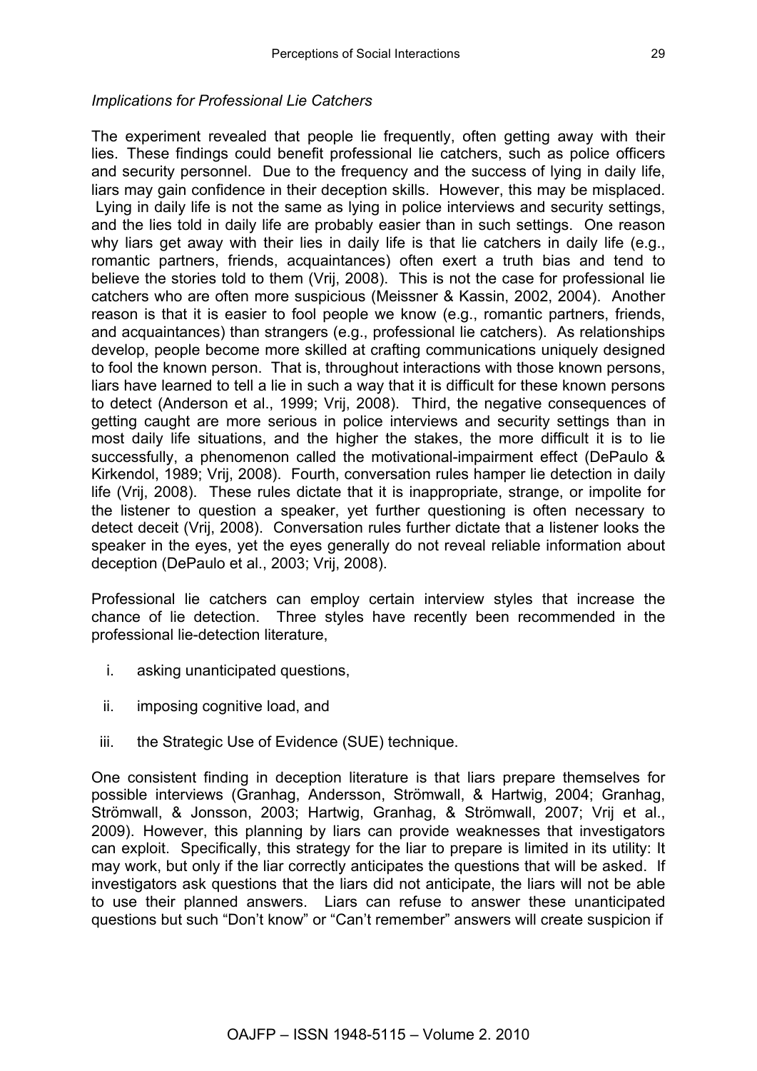*Implications for Professional Lie Catchers*

The experiment revealed that people lie frequently, often getting away with their lies. These findings could benefit professional lie catchers, such as police officers and security personnel. Due to the frequency and the success of lying in daily life, liars may gain confidence in their deception skills. However, this may be misplaced. Lying in daily life is not the same as lying in police interviews and security settings, and the lies told in daily life are probably easier than in such settings. One reason why liars get away with their lies in daily life is that lie catchers in daily life (e.g., romantic partners, friends, acquaintances) often exert a truth bias and tend to believe the stories told to them (Vrij, 2008). This is not the case for professional lie catchers who are often more suspicious (Meissner & Kassin, 2002, 2004). Another reason is that it is easier to fool people we know (e.g., romantic partners, friends, and acquaintances) than strangers (e.g., professional lie catchers). As relationships develop, people become more skilled at crafting communications uniquely designed to fool the known person. That is, throughout interactions with those known persons, liars have learned to tell a lie in such a way that it is difficult for these known persons to detect (Anderson et al., 1999; Vrij, 2008). Third, the negative consequences of getting caught are more serious in police interviews and security settings than in most daily life situations, and the higher the stakes, the more difficult it is to lie successfully, a phenomenon called the motivational-impairment effect (DePaulo & Kirkendol, 1989; Vrij, 2008). Fourth, conversation rules hamper lie detection in daily life (Vrij, 2008). These rules dictate that it is inappropriate, strange, or impolite for the listener to question a speaker, yet further questioning is often necessary to detect deceit (Vrij, 2008). Conversation rules further dictate that a listener looks the speaker in the eyes, yet the eyes generally do not reveal reliable information about deception (DePaulo et al., 2003; Vrij, 2008).

Professional lie catchers can employ certain interview styles that increase the chance of lie detection. Three styles have recently been recommended in the professional lie-detection literature,

i. asking unanticipated questions,

ii. imposing cognitive load, and

iii. the Strategic Use of Evidence (SUE) technique.

One consistent finding in deception literature is that liars prepare themselves for possible interviews (Granhag, Andersson, Strömwall, & Hartwig, 2004; Granhag, Strömwall, & Jonsson, 2003; Hartwig, Granhag, & Strömwall, 2007; Vrij et al., 2009). However, this planning by liars can provide weaknesses that investigators can exploit. Specifically, this strategy for the liar to prepare is limited in its utility: It may work, but only if the liar correctly anticipates the questions that will be asked. If investigators ask questions that the liars did not anticipate, the liars will not be able to use their planned answers. Liars can refuse to answer these unanticipated questions but such "Don't know" or "Can't remember" answers will create suspicion if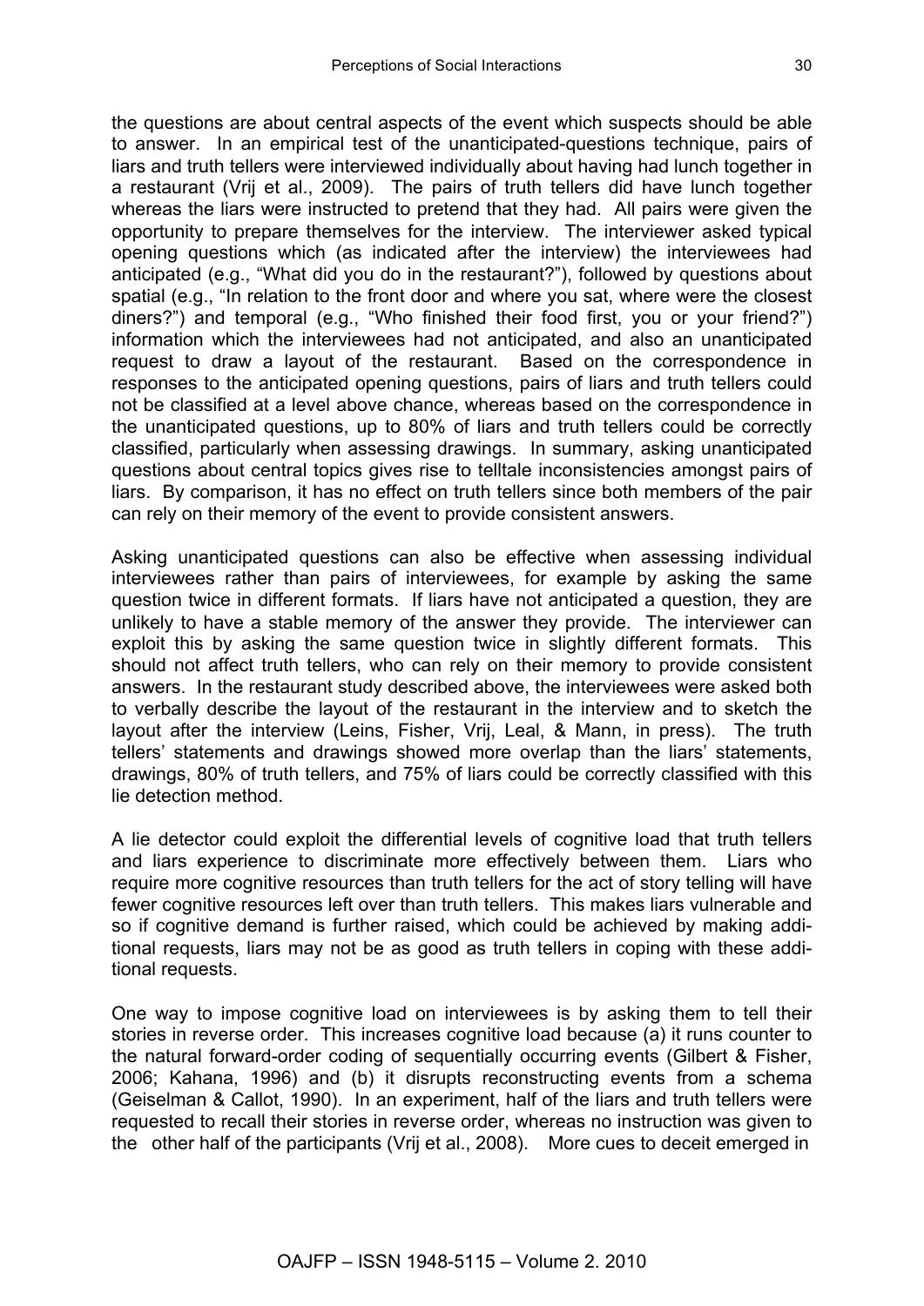the questions are about central aspects of the event which suspects should be able to answer. In an empirical test of the unanticipated-questions technique, pairs of liars and truth tellers were interviewed individually about having had lunch together in a restaurant (Vrij et al., 2009). The pairs of truth tellers did have lunch together whereas the liars were instructed to pretend that they had. All pairs were given the opportunity to prepare themselves for the interview. The interviewer asked typical opening questions which (as indicated after the interview) the interviewees had anticipated (e.g., "What did you do in the restaurant?"), followed by questions about spatial (e.g., "In relation to the front door and where you sat, where were the closest diners?") and temporal (e.g., "Who finished their food first, you or your friend?") information which the interviewees had not anticipated, and also an unanticipated request to draw a layout of the restaurant. Based on the correspondence in responses to the anticipated opening questions, pairs of liars and truth tellers could not be classified at a level above chance, whereas based on the correspondence in the unanticipated questions, up to 80% of liars and truth tellers could be correctly classified, particularly when assessing drawings. In summary, asking unanticipated questions about central topics gives rise to telltale inconsistencies amongst pairs of liars. By comparison, it has no effect on truth tellers since both members of the pair can rely on their memory of the event to provide consistent answers.

Asking unanticipated questions can also be effective when assessing individual interviewees rather than pairs of interviewees, for example by asking the same question twice in different formats. If liars have not anticipated a question, they are unlikely to have a stable memory of the answer they provide. The interviewer can exploit this by asking the same question twice in slightly different formats. This should not affect truth tellers, who can rely on their memory to provide consistent answers. In the restaurant study described above, the interviewees were asked both to verbally describe the layout of the restaurant in the interview and to sketch the layout after the interview (Leins, Fisher, Vrij, Leal, & Mann, in press). The truth tellers' statements and drawings showed more overlap than the liars' statements, drawings, 80% of truth tellers, and 75% of liars could be correctly classified with this lie detection method.

A lie detector could exploit the differential levels of cognitive load that truth tellers and liars experience to discriminate more effectively between them. Liars who require more cognitive resources than truth tellers for the act of story telling will have fewer cognitive resources left over than truth tellers. This makes liars vulnerable and so if cognitive demand is further raised, which could be achieved by making additional requests, liars may not be as good as truth tellers in coping with these additional requests.

One way to impose cognitive load on interviewees is by asking them to tell their stories in reverse order. This increases cognitive load because (a) it runs counter to the natural forward-order coding of sequentially occurring events (Gilbert & Fisher, 2006; Kahana, 1996) and (b) it disrupts reconstructing events from a schema (Geiselman & Callot, 1990). In an experiment, half of the liars and truth tellers were requested to recall their stories in reverse order, whereas no instruction was given to the other half of the participants (Vrij et al., 2008). More cues to deceit emerged in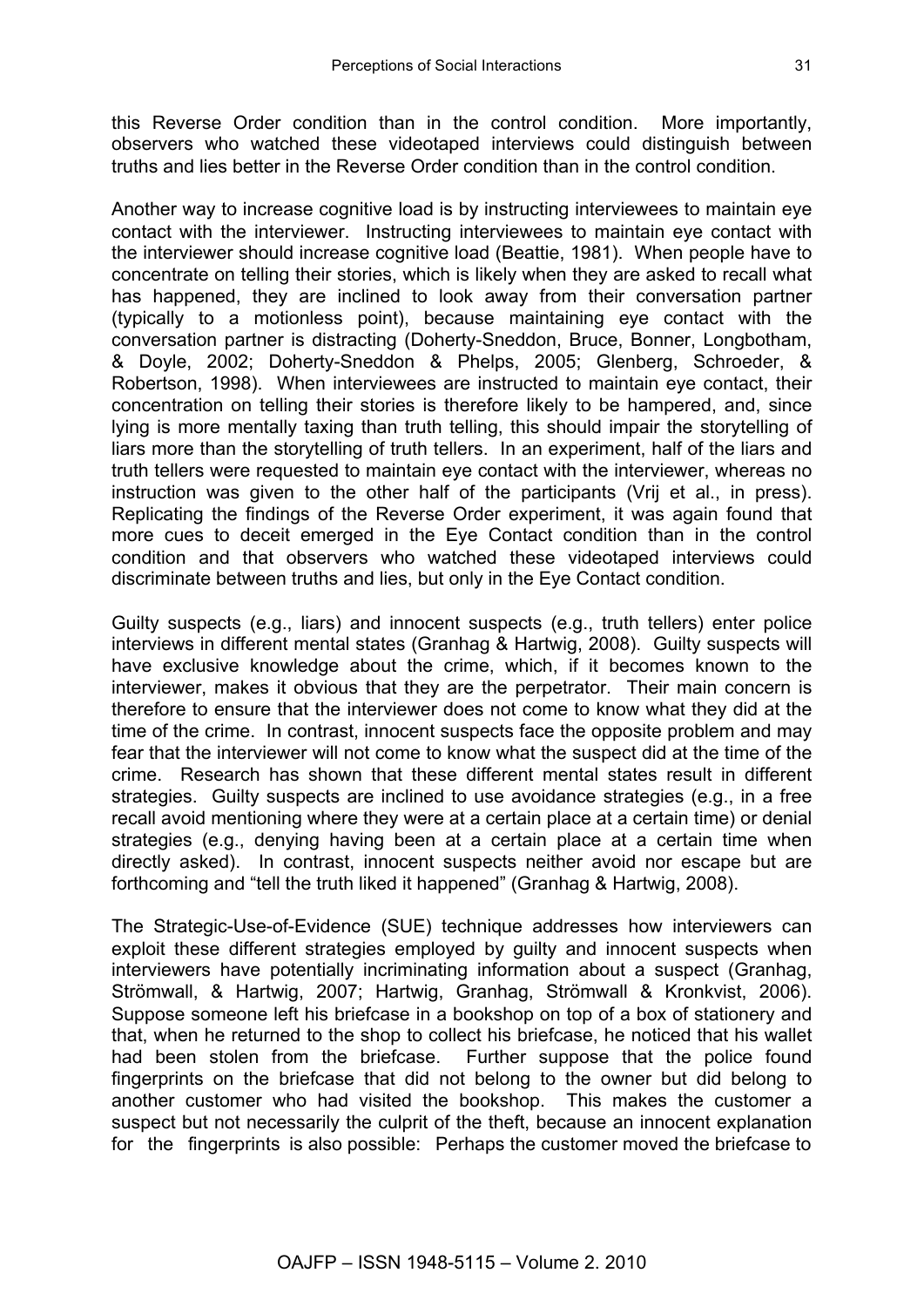this Reverse Order condition than in the control condition. More importantly, observers who watched these videotaped interviews could distinguish between truths and lies better in the Reverse Order condition than in the control condition.

Another way to increase cognitive load is by instructing interviewees to maintain eye contact with the interviewer. Instructing interviewees to maintain eye contact with the interviewer should increase cognitive load (Beattie, 1981). When people have to concentrate on telling their stories, which is likely when they are asked to recall what has happened, they are inclined to look away from their conversation partner (typically to a motionless point), because maintaining eye contact with the conversation partner is distracting (Doherty-Sneddon, Bruce, Bonner, Longbotham, & Doyle, 2002; Doherty-Sneddon & Phelps, 2005; Glenberg, Schroeder, & Robertson, 1998). When interviewees are instructed to maintain eye contact, their concentration on telling their stories is therefore likely to be hampered, and, since lying is more mentally taxing than truth telling, this should impair the storytelling of liars more than the storytelling of truth tellers. In an experiment, half of the liars and truth tellers were requested to maintain eye contact with the interviewer, whereas no instruction was given to the other half of the participants (Vrij et al., in press). Replicating the findings of the Reverse Order experiment, it was again found that more cues to deceit emerged in the Eye Contact condition than in the control condition and that observers who watched these videotaped interviews could discriminate between truths and lies, but only in the Eye Contact condition.

Guilty suspects (e.g., liars) and innocent suspects (e.g., truth tellers) enter police interviews in different mental states (Granhag & Hartwig, 2008). Guilty suspects will have exclusive knowledge about the crime, which, if it becomes known to the interviewer, makes it obvious that they are the perpetrator. Their main concern is therefore to ensure that the interviewer does not come to know what they did at the time of the crime. In contrast, innocent suspects face the opposite problem and may fear that the interviewer will not come to know what the suspect did at the time of the crime. Research has shown that these different mental states result in different strategies. Guilty suspects are inclined to use avoidance strategies (e.g., in a free recall avoid mentioning where they were at a certain place at a certain time) or denial strategies (e.g., denying having been at a certain place at a certain time when directly asked). In contrast, innocent suspects neither avoid nor escape but are forthcoming and "tell the truth liked it happened" (Granhag & Hartwig, 2008).

The Strategic-Use-of-Evidence (SUE) technique addresses how interviewers can exploit these different strategies employed by guilty and innocent suspects when interviewers have potentially incriminating information about a suspect (Granhag, Strömwall, & Hartwig, 2007; Hartwig, Granhag, Strömwall & Kronkvist, 2006). Suppose someone left his briefcase in a bookshop on top of a box of stationery and that, when he returned to the shop to collect his briefcase, he noticed that his wallet had been stolen from the briefcase. Further suppose that the police found fingerprints on the briefcase that did not belong to the owner but did belong to another customer who had visited the bookshop. This makes the customer a suspect but not necessarily the culprit of the theft, because an innocent explanation for the fingerprints is also possible: Perhaps the customer moved the briefcase to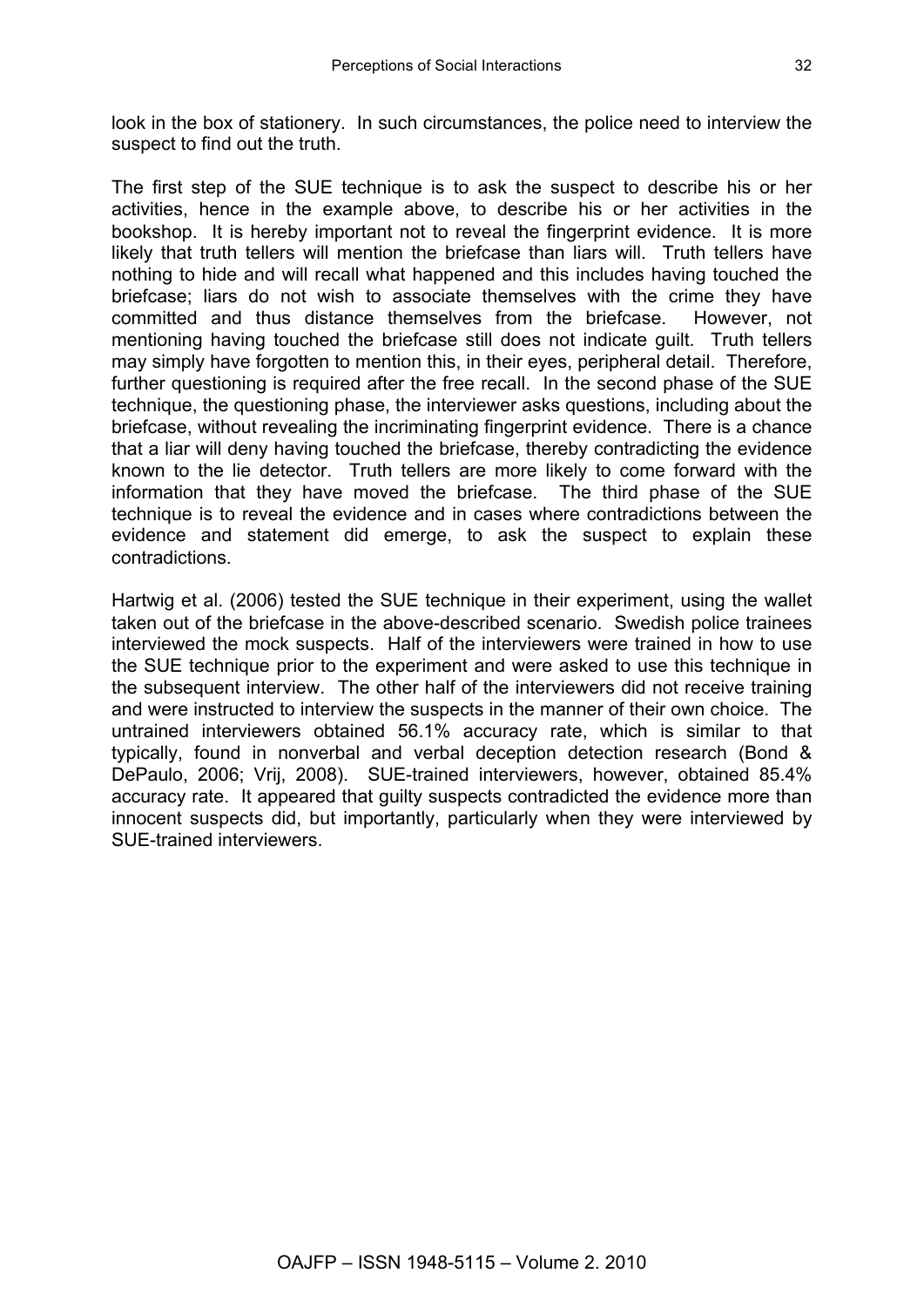look in the box of stationery. In such circumstances, the police need to interview the suspect to find out the truth.

The first step of the SUE technique is to ask the suspect to describe his or her activities, hence in the example above, to describe his or her activities in the bookshop. It is hereby important not to reveal the fingerprint evidence. It is more likely that truth tellers will mention the briefcase than liars will. Truth tellers have nothing to hide and will recall what happened and this includes having touched the briefcase; liars do not wish to associate themselves with the crime they have committed and thus distance themselves from the briefcase. However, not mentioning having touched the briefcase still does not indicate guilt. Truth tellers may simply have forgotten to mention this, in their eyes, peripheral detail. Therefore, further questioning is required after the free recall. In the second phase of the SUE technique, the questioning phase, the interviewer asks questions, including about the briefcase, without revealing the incriminating fingerprint evidence. There is a chance that a liar will deny having touched the briefcase, thereby contradicting the evidence known to the lie detector. Truth tellers are more likely to come forward with the information that they have moved the briefcase. The third phase of the SUE technique is to reveal the evidence and in cases where contradictions between the evidence and statement did emerge, to ask the suspect to explain these contradictions.

Hartwig et al. (2006) tested the SUE technique in their experiment, using the wallet taken out of the briefcase in the above-described scenario. Swedish police trainees interviewed the mock suspects. Half of the interviewers were trained in how to use the SUE technique prior to the experiment and were asked to use this technique in the subsequent interview. The other half of the interviewers did not receive training and were instructed to interview the suspects in the manner of their own choice. The untrained interviewers obtained 56.1% accuracy rate, which is similar to that typically, found in nonverbal and verbal deception detection research (Bond & DePaulo, 2006; Vrij, 2008). SUE-trained interviewers, however, obtained 85.4% accuracy rate. It appeared that guilty suspects contradicted the evidence more than innocent suspects did, but importantly, particularly when they were interviewed by SUE-trained interviewers.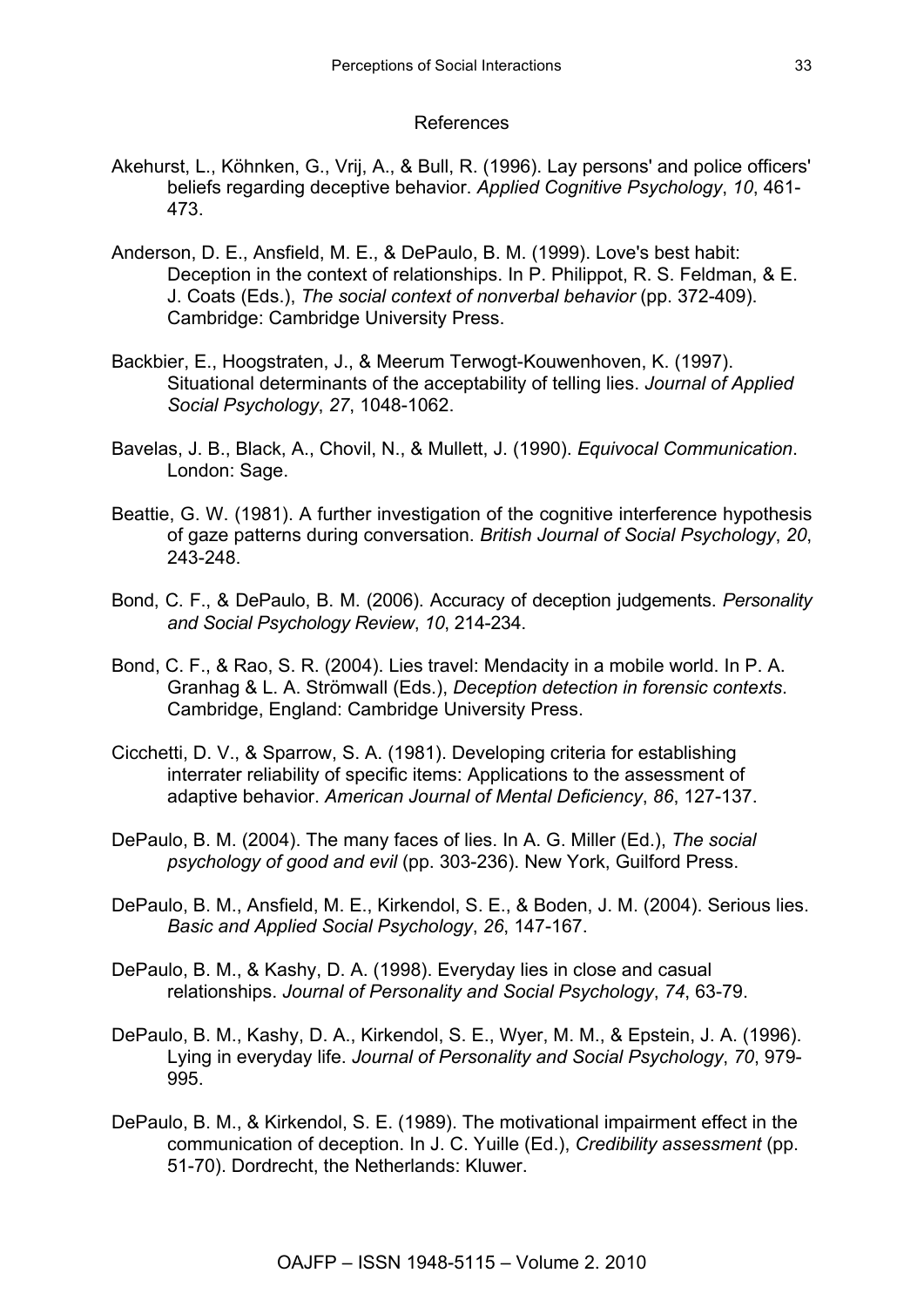## References

Akehurst, L., Köhnken, G., Vrij, A., & Bull, R. (1996). Lay persons' and police officers' beliefs regarding deceptive behavior. *Applied Cognitive Psychology*, *10*, 461-473.

Anderson, D. E., Ansfield, M. E., & DePaulo, B. M. (1999). Love's best habit: Deception in the context of relationships. In P. Philippot, R. S. Feldman, & E. J. Coats (Eds.), *The social context of nonverbal behavior* (pp. 372-409). Cambridge: Cambridge University Press.

Backbier, E., Hoogstraten, J., & Meerum Terwogt-Kouwenhoven, K. (1997). Situational determinants of the acceptability of telling lies. *Journal of Applied Social Psychology*, *27*, 1048-1062.

Bavelas, J. B., Black, A., Chovil, N., & Mullett, J. (1990). *Equivocal Communication*. London: Sage.

Beattie, G. W. (1981). A further investigation of the cognitive interference hypothesis of gaze patterns during conversation. *British Journal of Social Psychology*, *20*, 243-248.

Bond, C. F., & DePaulo, B. M. (2006). Accuracy of deception judgements. *Personality and Social Psychology Review*, *10*, 214-234.

Bond, C. F., & Rao, S. R. (2004). Lies travel: Mendacity in a mobile world. In P. A. Granhag & L. A. Strömwall (Eds.), *Deception detection in forensic contexts*. Cambridge, England: Cambridge University Press.

Cicchetti, D. V., & Sparrow, S. A. (1981). Developing criteria for establishing interrater reliability of specific items: Applications to the assessment of adaptive behavior. *American Journal of Mental Deficiency*, *86*, 127-137.

DePaulo, B. M. (2004). The many faces of lies. In A. G. Miller (Ed.), *The social psychology of good and evil* (pp. 303-236). New York, Guilford Press.

DePaulo, B. M., Ansfield, M. E., Kirkendol, S. E., & Boden, J. M. (2004). Serious lies. *Basic and Applied Social Psychology*, *26*, 147-167.

DePaulo, B. M., & Kashy, D. A. (1998). Everyday lies in close and casual relationships. *Journal of Personality and Social Psychology*, *74*, 63-79.

DePaulo, B. M., Kashy, D. A., Kirkendol, S. E., Wyer, M. M., & Epstein, J. A. (1996). Lying in everyday life. *Journal of Personality and Social Psychology*, *70*, 979-995.

DePaulo, B. M., & Kirkendol, S. E. (1989). The motivational impairment effect in the communication of deception. In J. C. Yuille (Ed.), *Credibility assessment* (pp. 51-70). Dordrecht, the Netherlands: Kluwer.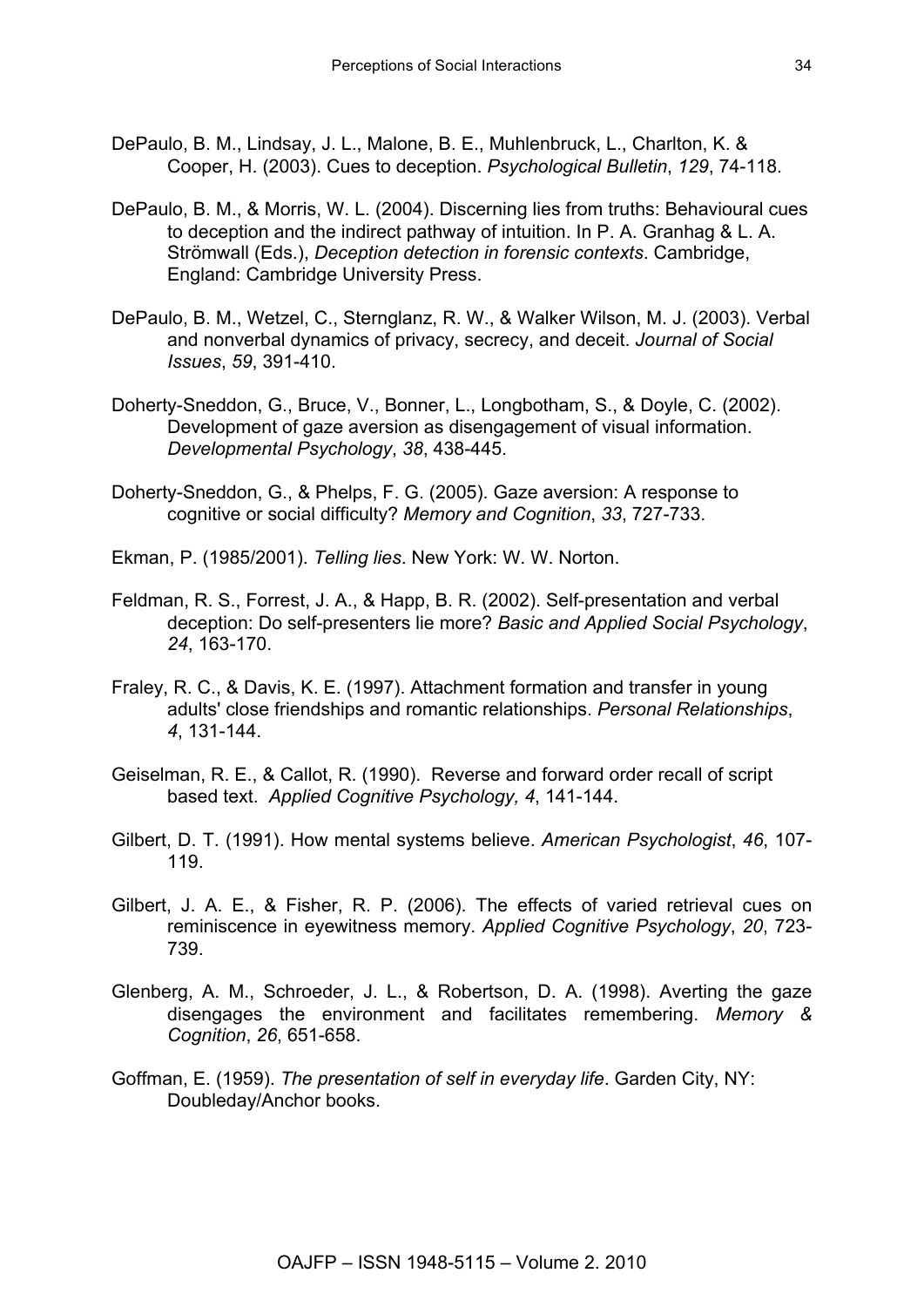DePaulo, B. M., Lindsay, J. L., Malone, B. E., Muhlenbruck, L., Charlton, K. & Cooper, H. (2003). Cues to deception. *Psychological Bulletin*, *129*, 74-118.

DePaulo, B. M., & Morris, W. L. (2004). Discerning lies from truths: Behavioural cues to deception and the indirect pathway of intuition. In P. A. Granhag & L. A. Strömwall (Eds.), *Deception detection in forensic contexts*. Cambridge, England: Cambridge University Press.

DePaulo, B. M., Wetzel, C., Sternglanz, R. W., & Walker Wilson, M. J. (2003). Verbal and nonverbal dynamics of privacy, secrecy, and deceit. *Journal of Social Issues*, *59*, 391-410.

Doherty-Sneddon, G., Bruce, V., Bonner, L., Longbotham, S., & Doyle, C. (2002). Development of gaze aversion as disengagement of visual information. *Developmental Psychology*, *38*, 438-445.

Doherty-Sneddon, G., & Phelps, F. G. (2005). Gaze aversion: A response to cognitive or social difficulty? *Memory and Cognition*, *33*, 727-733.

Ekman, P. (1985/2001). *Telling lies*. New York: W. W. Norton.

Feldman, R. S., Forrest, J. A., & Happ, B. R. (2002). Self-presentation and verbal deception: Do self-presenters lie more? *Basic and Applied Social Psychology*, *24*, 163-170.

Fraley, R. C., & Davis, K. E. (1997). Attachment formation and transfer in young adults' close friendships and romantic relationships. *Personal Relationships*, *4*, 131-144.

Geiselman, R. E., & Callot, R. (1990). Reverse and forward order recall of script based text. *Applied Cognitive Psychology, 4*, 141-144.

Gilbert, D. T. (1991). How mental systems believe. *American Psychologist*, *46*, 107-119.

Gilbert, J. A. E., & Fisher, R. P. (2006). The effects of varied retrieval cues on reminiscence in eyewitness memory. *Applied Cognitive Psychology*, *20*, 723-739.

Glenberg, A. M., Schroeder, J. L., & Robertson, D. A. (1998). Averting the gaze disengages the environment and facilitates remembering. *Memory & Cognition*, *26*, 651-658.

Goffman, E. (1959). *The presentation of self in everyday life*. Garden City, NY: Doubleday/Anchor books.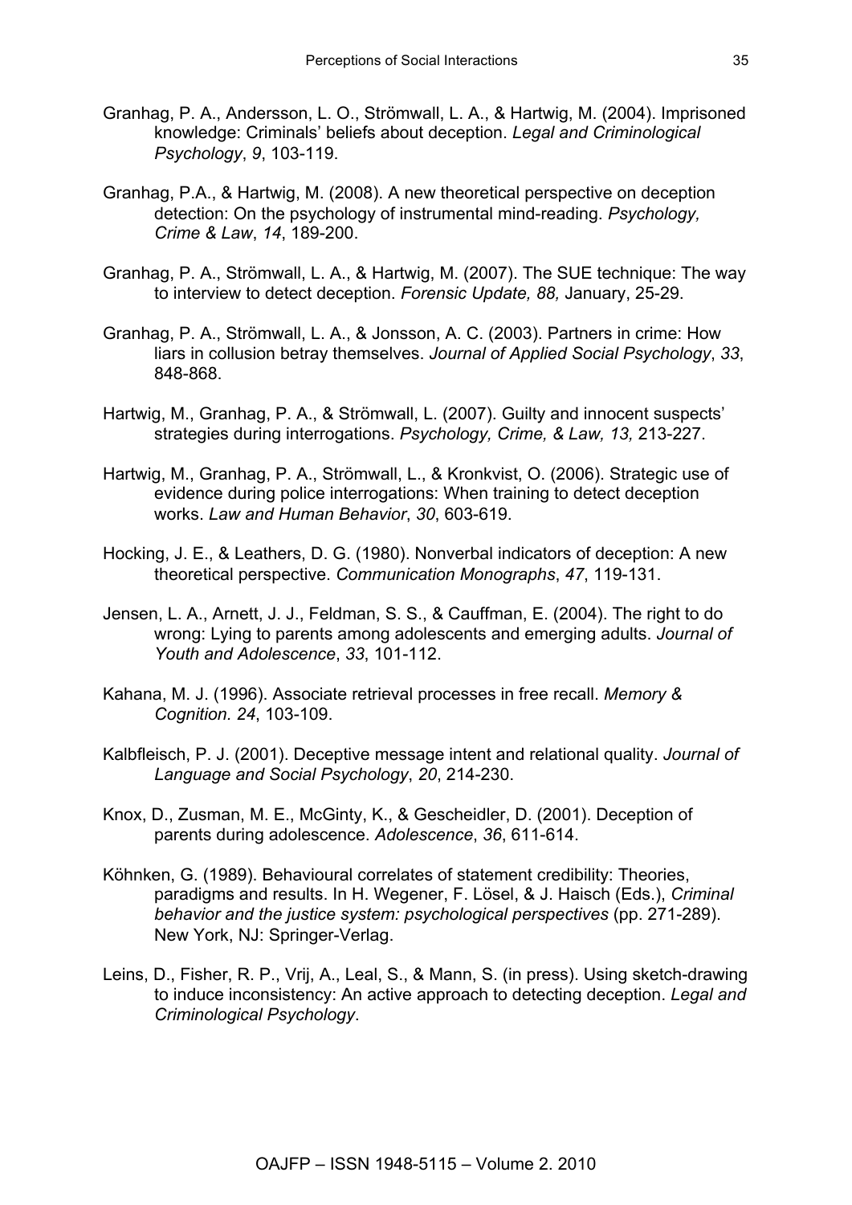Granhag, P. A., Andersson, L. O., Strömwall, L. A., & Hartwig, M. (2004). Imprisoned knowledge: Criminals' beliefs about deception. *Legal and Criminological Psychology*, *9*, 103-119.

Granhag, P.A., & Hartwig, M. (2008). A new theoretical perspective on deception detection: On the psychology of instrumental mind-reading. *Psychology, Crime & Law*, *14*, 189-200.

Granhag, P. A., Strömwall, L. A., & Hartwig, M. (2007). The SUE technique: The way to interview to detect deception. *Forensic Update, 88,* January, 25-29.

Granhag, P. A., Strömwall, L. A., & Jonsson, A. C. (2003). Partners in crime: How liars in collusion betray themselves. *Journal of Applied Social Psychology*, *33*, 848-868.

Hartwig, M., Granhag, P. A., & Strömwall, L. (2007). Guilty and innocent suspects' strategies during interrogations. *Psychology, Crime, & Law, 13,* 213-227.

Hartwig, M., Granhag, P. A., Strömwall, L., & Kronkvist, O. (2006). Strategic use of evidence during police interrogations: When training to detect deception works. *Law and Human Behavior*, *30*, 603-619.

Hocking, J. E., & Leathers, D. G. (1980). Nonverbal indicators of deception: A new theoretical perspective. *Communication Monographs*, *47*, 119-131.

Jensen, L. A., Arnett, J. J., Feldman, S. S., & Cauffman, E. (2004). The right to do wrong: Lying to parents among adolescents and emerging adults. *Journal of Youth and Adolescence*, *33*, 101-112.

Kahana, M. J. (1996). Associate retrieval processes in free recall. *Memory & Cognition. 24*, 103-109.

Kalbfleisch, P. J. (2001). Deceptive message intent and relational quality. *Journal of Language and Social Psychology*, *20*, 214-230.

Knox, D., Zusman, M. E., McGinty, K., & Gescheidler, D. (2001). Deception of parents during adolescence. *Adolescence*, *36*, 611-614.

Köhnken, G. (1989). Behavioural correlates of statement credibility: Theories, paradigms and results. In H. Wegener, F. Lösel, & J. Haisch (Eds.), *Criminal behavior and the justice system: psychological perspectives* (pp. 271-289). New York, NJ: Springer-Verlag.

Leins, D., Fisher, R. P., Vrij, A., Leal, S., & Mann, S. (in press). Using sketch-drawing to induce inconsistency: An active approach to detecting deception. *Legal and Criminological Psychology*.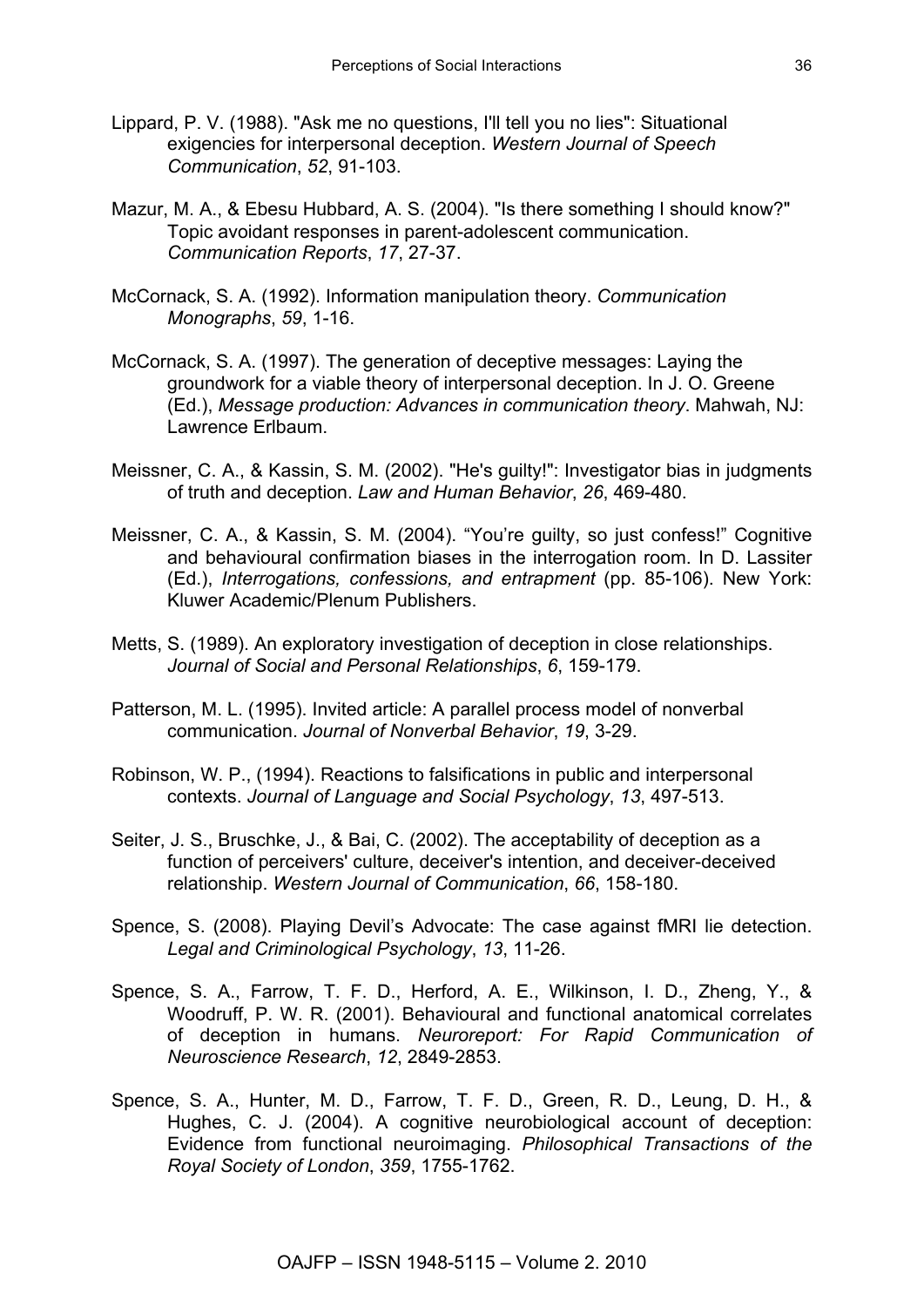Lippard, P. V. (1988). "Ask me no questions, I'll tell you no lies": Situational exigencies for interpersonal deception. *Western Journal of Speech Communication*, *52*, 91-103.

Mazur, M. A., & Ebesu Hubbard, A. S. (2004). "Is there something I should know?" Topic avoidant responses in parent-adolescent communication. *Communication Reports*, *17*, 27-37.

McCornack, S. A. (1992). Information manipulation theory. *Communication Monographs*, *59*, 1-16.

McCornack, S. A. (1997). The generation of deceptive messages: Laying the groundwork for a viable theory of interpersonal deception. In J. O. Greene (Ed.), *Message production: Advances in communication theory*. Mahwah, NJ: Lawrence Erlbaum.

Meissner, C. A., & Kassin, S. M. (2002). "He's guilty!": Investigator bias in judgments of truth and deception. *Law and Human Behavior*, *26*, 469-480.

Meissner, C. A., & Kassin, S. M. (2004). "You're guilty, so just confess!" Cognitive and behavioural confirmation biases in the interrogation room. In D. Lassiter (Ed.), *Interrogations, confessions, and entrapment* (pp. 85-106). New York: Kluwer Academic/Plenum Publishers.

Metts, S. (1989). An exploratory investigation of deception in close relationships. *Journal of Social and Personal Relationships*, *6*, 159-179.

Patterson, M. L. (1995). Invited article: A parallel process model of nonverbal communication. *Journal of Nonverbal Behavior*, *19*, 3-29.

Robinson, W. P., (1994). Reactions to falsifications in public and interpersonal contexts. *Journal of Language and Social Psychology*, *13*, 497-513.

Seiter, J. S., Bruschke, J., & Bai, C. (2002). The acceptability of deception as a function of perceivers' culture, deceiver's intention, and deceiver-deceived relationship. *Western Journal of Communication*, *66*, 158-180.

Spence, S. (2008). Playing Devil's Advocate: The case against fMRI lie detection. *Legal and Criminological Psychology*, *13*, 11-26.

Spence, S. A., Farrow, T. F. D., Herford, A. E., Wilkinson, I. D., Zheng, Y., & Woodruff, P. W. R. (2001). Behavioural and functional anatomical correlates of deception in humans. *Neuroreport: For Rapid Communication of Neuroscience Research*, *12*, 2849-2853.

Spence, S. A., Hunter, M. D., Farrow, T. F. D., Green, R. D., Leung, D. H., & Hughes, C. J. (2004). A cognitive neurobiological account of deception: Evidence from functional neuroimaging. *Philosophical Transactions of the Royal Society of London*, *359*, 1755-1762.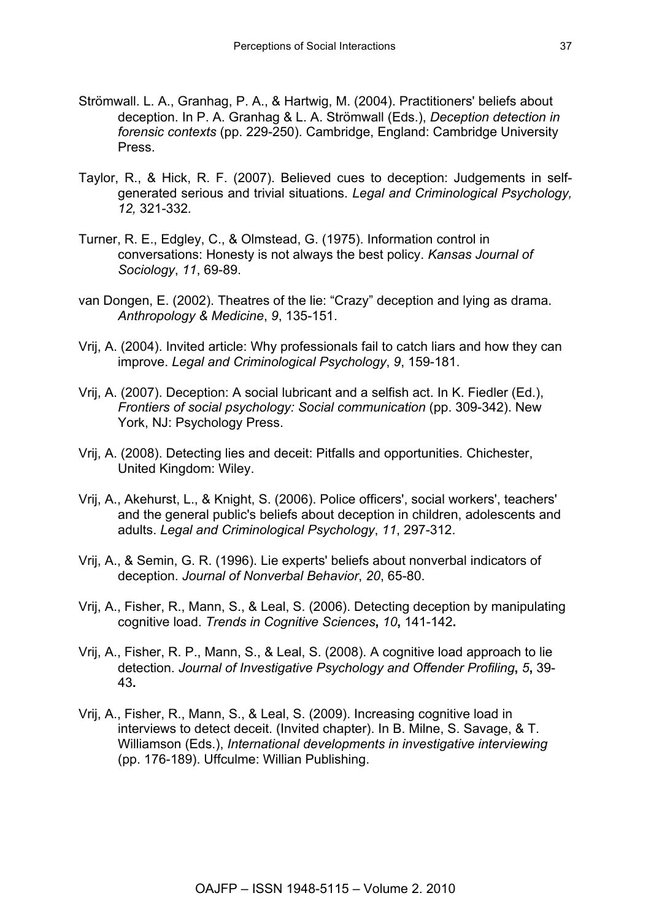Strömwall. L. A., Granhag, P. A., & Hartwig, M. (2004). Practitioners' beliefs about deception. In P. A. Granhag & L. A. Strömwall (Eds.), *Deception detection in forensic contexts* (pp. 229-250). Cambridge, England: Cambridge University Press.

Taylor, R., & Hick, R. F. (2007). Believed cues to deception: Judgements in self-generated serious and trivial situations. *Legal and Criminological Psychology, 12,* 321-332.

Turner, R. E., Edgley, C., & Olmstead, G. (1975). Information control in conversations: Honesty is not always the best policy. *Kansas Journal of Sociology*, *11*, 69-89.

van Dongen, E. (2002). Theatres of the lie: "Crazy" deception and lying as drama. *Anthropology & Medicine*, *9*, 135-151.

Vrij, A. (2004). Invited article: Why professionals fail to catch liars and how they can improve. *Legal and Criminological Psychology*, *9*, 159-181.

Vrij, A. (2007). Deception: A social lubricant and a selfish act. In K. Fiedler (Ed.), *Frontiers of social psychology: Social communication* (pp. 309-342). New York, NJ: Psychology Press.

Vrij, A. (2008). Detecting lies and deceit: Pitfalls and opportunities. Chichester, United Kingdom: Wiley.

Vrij, A., Akehurst, L., & Knight, S. (2006). Police officers', social workers', teachers' and the general public's beliefs about deception in children, adolescents and adults. *Legal and Criminological Psychology*, *11*, 297-312.

Vrij, A., & Semin, G. R. (1996). Lie experts' beliefs about nonverbal indicators of deception. *Journal of Nonverbal Behavior*, *20*, 65-80.

Vrij, A., Fisher, R., Mann, S., & Leal, S. (2006). Detecting deception by manipulating cognitive load. *Trends in Cognitive Sciences***,** *10***,** 141-142**.**

Vrij, A., Fisher, R. P., Mann, S., & Leal, S. (2008). A cognitive load approach to lie detection. *Journal of Investigative Psychology and Offender Profiling***,** *5***,** 39-43**.**

Vrij, A., Fisher, R., Mann, S., & Leal, S. (2009). Increasing cognitive load in interviews to detect deceit. (Invited chapter). In B. Milne, S. Savage, & T. Williamson (Eds.), *International developments in investigative interviewing* (pp. 176-189). Uffculme: Willian Publishing.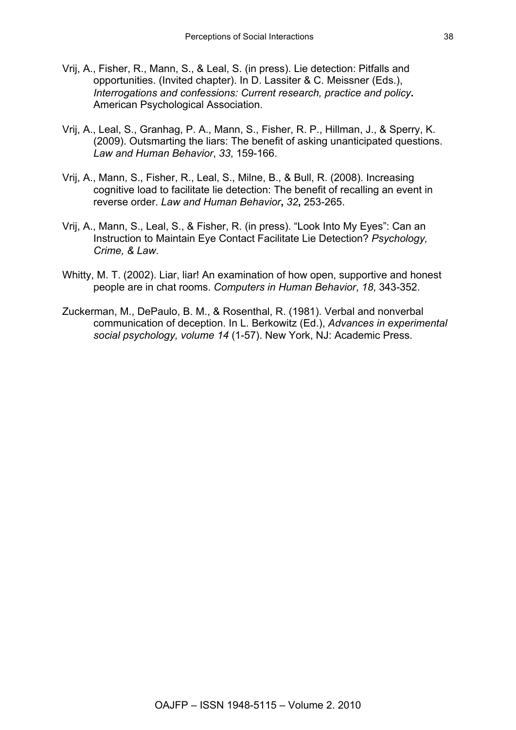Vrij, A., Fisher, R., Mann, S., & Leal, S. (in press). Lie detection: Pitfalls and opportunities. (Invited chapter). In D. Lassiter & C. Meissner (Eds.), *Interrogations and confessions: Current research, practice and policy***.** American Psychological Association.

Vrij, A., Leal, S., Granhag, P. A., Mann, S., Fisher, R. P., Hillman, J., & Sperry, K. (2009). Outsmarting the liars: The benefit of asking unanticipated questions. *Law and Human Behavior*, *33*, 159-166.

Vrij, A., Mann, S., Fisher, R., Leal, S., Milne, B., & Bull, R. (2008). Increasing cognitive load to facilitate lie detection: The benefit of recalling an event in reverse order. *Law and Human Behavior***,** *32***,** 253-265.

Vrij, A., Mann, S., Leal, S., & Fisher, R. (in press). "Look Into My Eyes": Can an Instruction to Maintain Eye Contact Facilitate Lie Detection? *Psychology, Crime, & Law*.

Whitty, M. T. (2002). Liar, liar! An examination of how open, supportive and honest people are in chat rooms. *Computers in Human Behavior*, *18*, 343-352.

Zuckerman, M., DePaulo, B. M., & Rosenthal, R. (1981). Verbal and nonverbal communication of deception. In L. Berkowitz (Ed.), *Advances in experimental social psychology, volume 14* (1-57). New York, NJ: Academic Press.